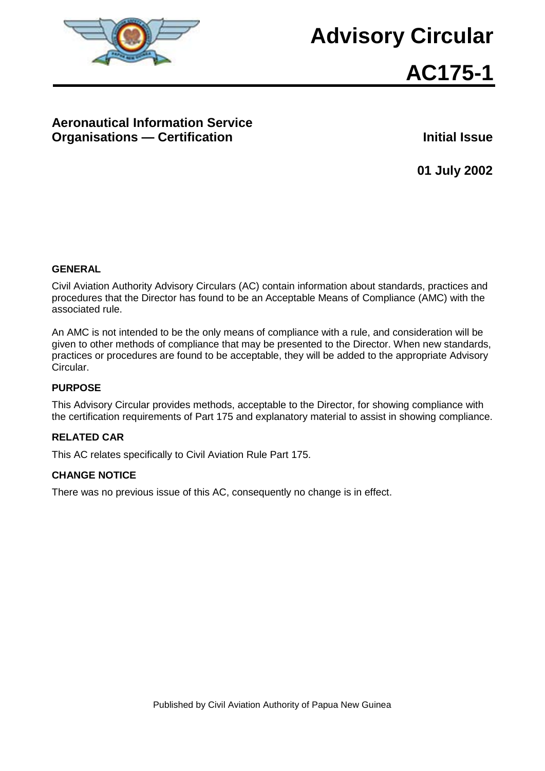# Advisory Circular

# AC175-1

## Aeronautical Information Service Organisations — Certification

**Initial Issue**

**01 July 2002**

### GENERAL

Civil Aviation Authority Advisory Circulars (AC) contain information about standards, practices and procedures that the Director has found to be an Acceptable Means of Compliance (AMC) with the associated rule.

An AMC is not intended to be the only means of compliance with a rule, and consideration will be given to other methods of compliance that may be presented to the Director. When new standards, practices or procedures are found to be acceptable, they will be added to the appropriate Advisory Circular.

### PURPOSE

This Advisory Circular provides methods, acceptable to the Director, for showing compliance with the certification requirements of Part 175 and explanatory material to assist in showing compliance.

### RELATED CAR

This AC relates specifically to Civil Aviation Rule Part 175.

### CHANGE NOTICE

There was no previous issue of this AC, consequently no change is in effect.

Published by Civil Aviation Authority of Papua New Guinea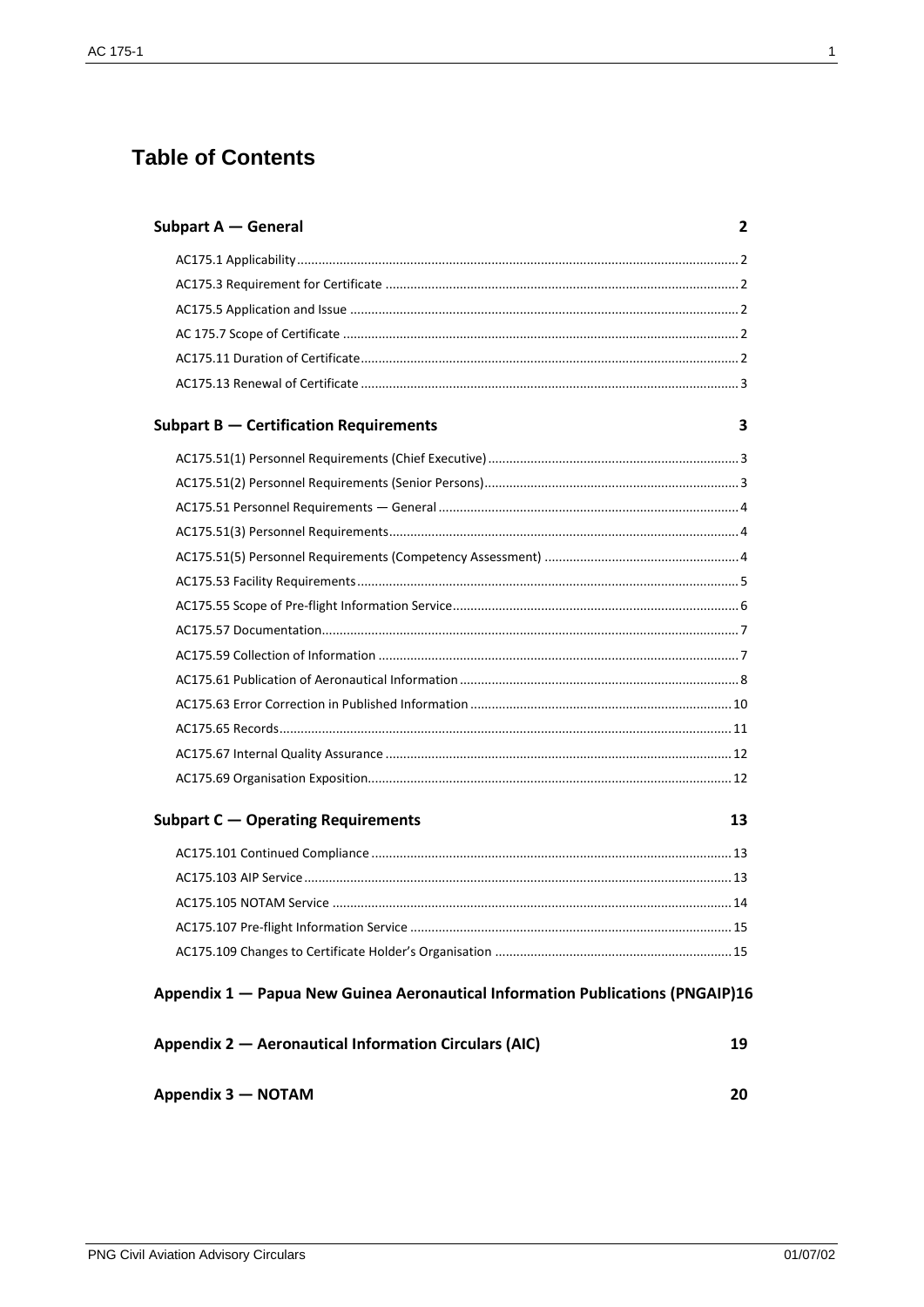# Table of Contents

**Subpart A — General** 2

- AC175.1 Applicability 2
- AC175.3 Requirement for Certificate 2
- AC175.5 Application and Issue 2
- AC 175.7 Scope of Certificate 2
- AC175.11 Duration of Certificate 2
- AC175.13 Renewal of Certificate 3

**Subpart B — Certification Requirements** 3

- AC175.51(1) Personnel Requirements (Chief Executive) 3
- AC175.51(2) Personnel Requirements (Senior Persons) 3
- AC175.51 Personnel Requirements — General 4
- AC175.51(3) Personnel Requirements 4
- AC175.51(5) Personnel Requirements (Competency Assessment) 4
- AC175.53 Facility Requirements 5
- AC175.55 Scope of Pre-flight Information Service 6
- AC175.57 Documentation 7
- AC175.59 Collection of Information 7
- AC175.61 Publication of Aeronautical Information 8
- AC175.63 Error Correction in Published Information 10
- AC175.65 Records 11
- AC175.67 Internal Quality Assurance 12
- AC175.69 Organisation Exposition 12

**Subpart C — Operating Requirements** 13

- AC175.101 Continued Compliance 13
- AC175.103 AIP Service 13
- AC175.105 NOTAM Service 14
- AC175.107 Pre-flight Information Service 15
- AC175.109 Changes to Certificate Holder's Organisation 15

**Appendix 1 — Papua New Guinea Aeronautical Information Publications (PNGAIP)** 16

**Appendix 2 — Aeronautical Information Circulars (AIC)** 19

**Appendix 3 — NOTAM** 20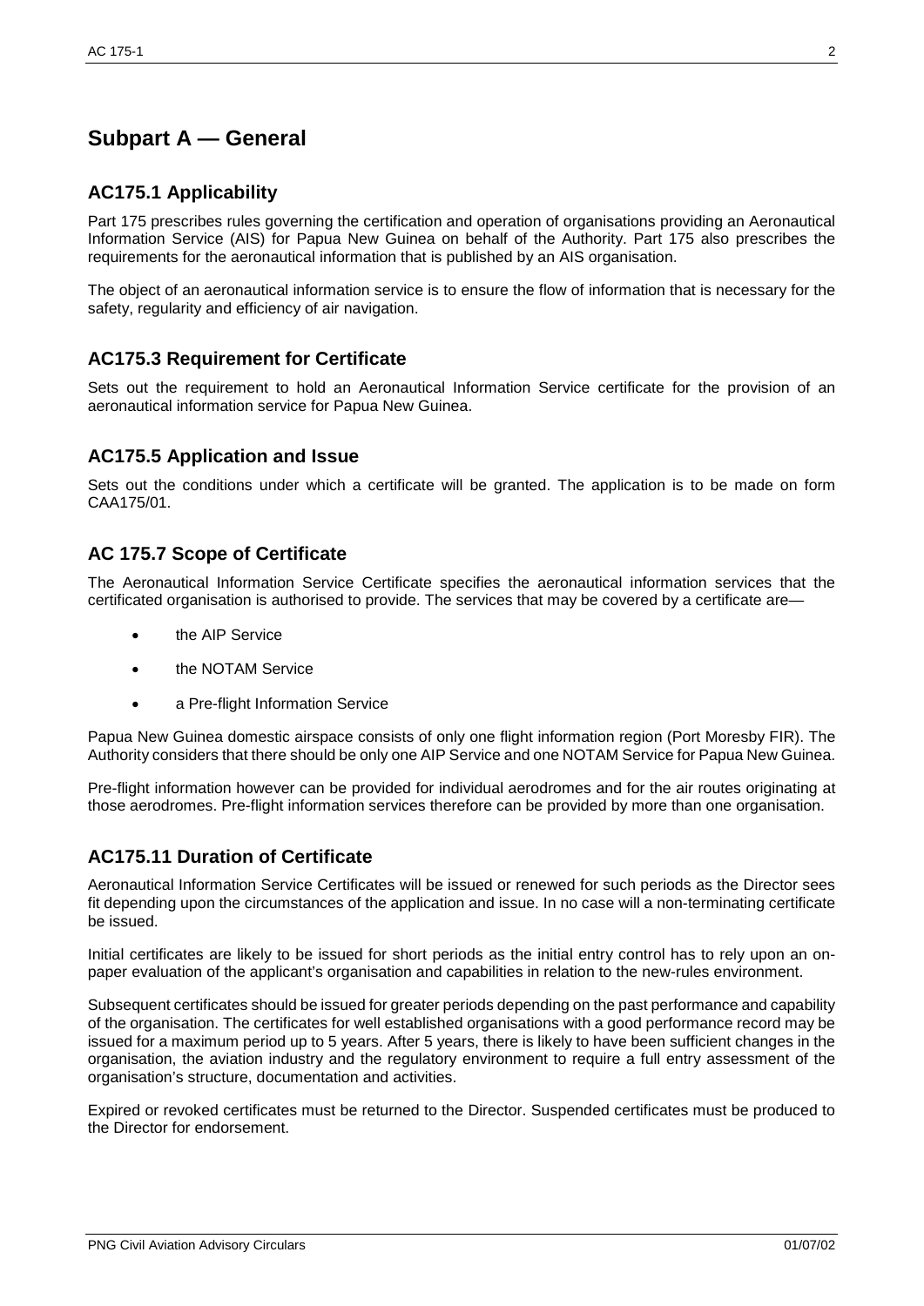# Subpart A — General

## AC175.1 Applicability

Part 175 prescribes rules governing the certification and operation of organisations providing an Aeronautical Information Service (AIS) for Papua New Guinea on behalf of the Authority. Part 175 also prescribes the requirements for the aeronautical information that is published by an AIS organisation.

The object of an aeronautical information service is to ensure the flow of information that is necessary for the safety, regularity and efficiency of air navigation.

## AC175.3 Requirement for Certificate

Sets out the requirement to hold an Aeronautical Information Service certificate for the provision of an aeronautical information service for Papua New Guinea.

## AC175.5 Application and Issue

Sets out the conditions under which a certificate will be granted. The application is to be made on form CAA175/01.

## AC 175.7 Scope of Certificate

The Aeronautical Information Service Certificate specifies the aeronautical information services that the certificated organisation is authorised to provide. The services that may be covered by a certificate are—

- the AIP Service
- the NOTAM Service
- a Pre-flight Information Service

Papua New Guinea domestic airspace consists of only one flight information region (Port Moresby FIR). The Authority considers that there should be only one AIP Service and one NOTAM Service for Papua New Guinea.

Pre-flight information however can be provided for individual aerodromes and for the air routes originating at those aerodromes. Pre-flight information services therefore can be provided by more than one organisation.

## AC175.11 Duration of Certificate

Aeronautical Information Service Certificates will be issued or renewed for such periods as the Director sees fit depending upon the circumstances of the application and issue. In no case will a non-terminating certificate be issued.

Initial certificates are likely to be issued for short periods as the initial entry control has to rely upon an on-paper evaluation of the applicant's organisation and capabilities in relation to the new-rules environment.

Subsequent certificates should be issued for greater periods depending on the past performance and capability of the organisation. The certificates for well established organisations with a good performance record may be issued for a maximum period up to 5 years. After 5 years, there is likely to have been sufficient changes in the organisation, the aviation industry and the regulatory environment to require a full entry assessment of the organisation's structure, documentation and activities.

Expired or revoked certificates must be returned to the Director. Suspended certificates must be produced to the Director for endorsement.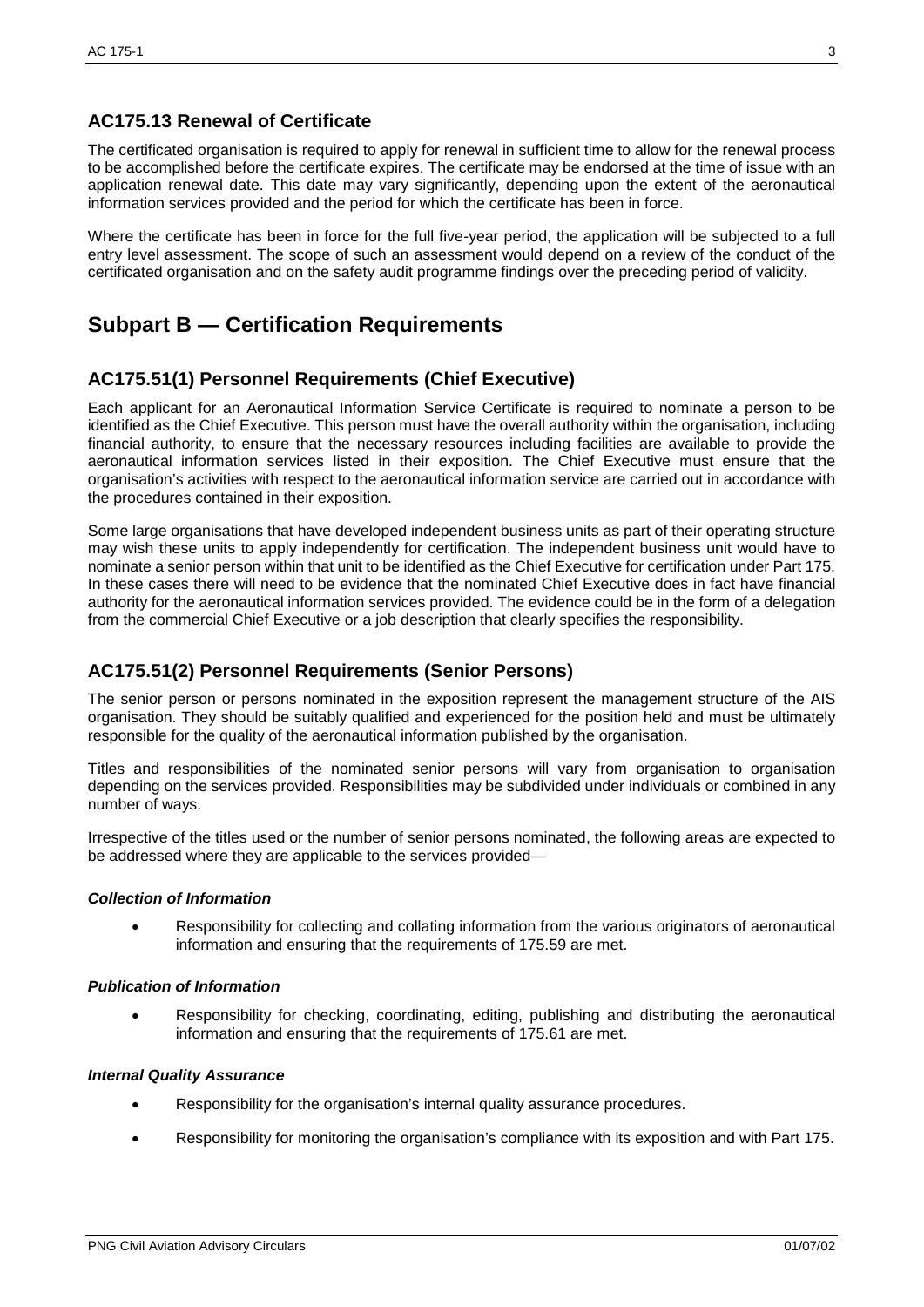## AC175.13 Renewal of Certificate

The certificated organisation is required to apply for renewal in sufficient time to allow for the renewal process to be accomplished before the certificate expires. The certificate may be endorsed at the time of issue with an application renewal date. This date may vary significantly, depending upon the extent of the aeronautical information services provided and the period for which the certificate has been in force.

Where the certificate has been in force for the full five-year period, the application will be subjected to a full entry level assessment. The scope of such an assessment would depend on a review of the conduct of the certificated organisation and on the safety audit programme findings over the preceding period of validity.

# Subpart B — Certification Requirements

## AC175.51(1) Personnel Requirements (Chief Executive)

Each applicant for an Aeronautical Information Service Certificate is required to nominate a person to be identified as the Chief Executive. This person must have the overall authority within the organisation, including financial authority, to ensure that the necessary resources including facilities are available to provide the aeronautical information services listed in their exposition. The Chief Executive must ensure that the organisation's activities with respect to the aeronautical information service are carried out in accordance with the procedures contained in their exposition.

Some large organisations that have developed independent business units as part of their operating structure may wish these units to apply independently for certification. The independent business unit would have to nominate a senior person within that unit to be identified as the Chief Executive for certification under Part 175. In these cases there will need to be evidence that the nominated Chief Executive does in fact have financial authority for the aeronautical information services provided. The evidence could be in the form of a delegation from the commercial Chief Executive or a job description that clearly specifies the responsibility.

## AC175.51(2) Personnel Requirements (Senior Persons)

The senior person or persons nominated in the exposition represent the management structure of the AIS organisation. They should be suitably qualified and experienced for the position held and must be ultimately responsible for the quality of the aeronautical information published by the organisation.

Titles and responsibilities of the nominated senior persons will vary from organisation to organisation depending on the services provided. Responsibilities may be subdivided under individuals or combined in any number of ways.

Irrespective of the titles used or the number of senior persons nominated, the following areas are expected to be addressed where they are applicable to the services provided—

#### *Collection of Information*

- Responsibility for collecting and collating information from the various originators of aeronautical information and ensuring that the requirements of 175.59 are met.

#### *Publication of Information*

- Responsibility for checking, coordinating, editing, publishing and distributing the aeronautical information and ensuring that the requirements of 175.61 are met.

#### *Internal Quality Assurance*

- Responsibility for the organisation's internal quality assurance procedures.
- Responsibility for monitoring the organisation's compliance with its exposition and with Part 175.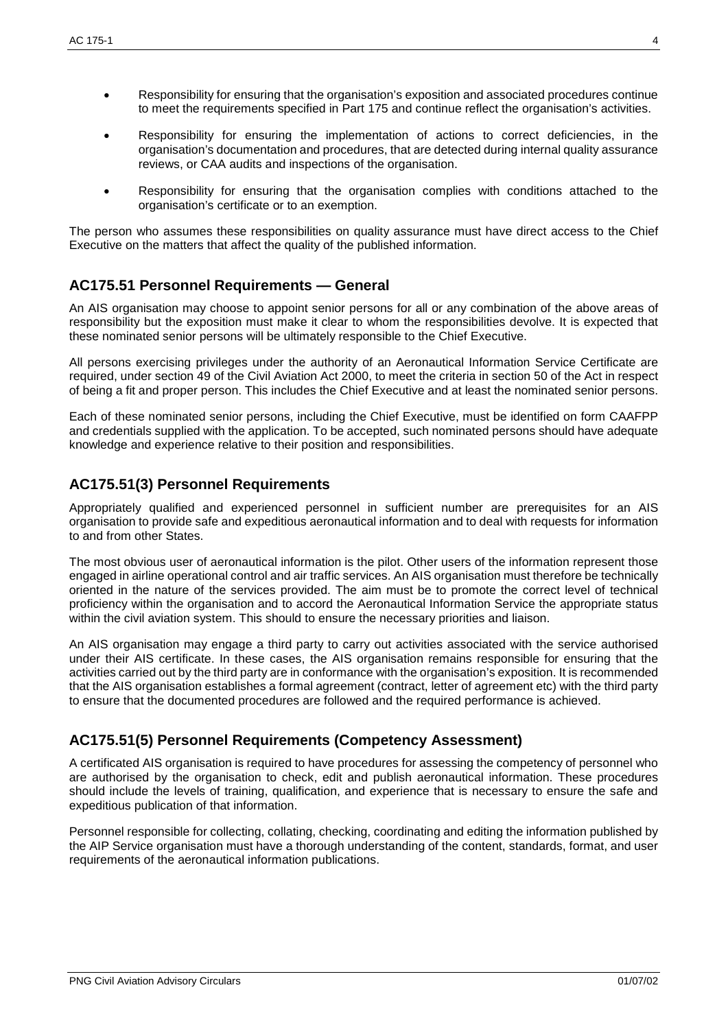- Responsibility for ensuring that the organisation's exposition and associated procedures continue to meet the requirements specified in Part 175 and continue reflect the organisation's activities.
- Responsibility for ensuring the implementation of actions to correct deficiencies, in the organisation's documentation and procedures, that are detected during internal quality assurance reviews, or CAA audits and inspections of the organisation.
- Responsibility for ensuring that the organisation complies with conditions attached to the organisation's certificate or to an exemption.

The person who assumes these responsibilities on quality assurance must have direct access to the Chief Executive on the matters that affect the quality of the published information.

## AC175.51 Personnel Requirements — General

An AIS organisation may choose to appoint senior persons for all or any combination of the above areas of responsibility but the exposition must make it clear to whom the responsibilities devolve. It is expected that these nominated senior persons will be ultimately responsible to the Chief Executive.

All persons exercising privileges under the authority of an Aeronautical Information Service Certificate are required, under section 49 of the Civil Aviation Act 2000, to meet the criteria in section 50 of the Act in respect of being a fit and proper person. This includes the Chief Executive and at least the nominated senior persons.

Each of these nominated senior persons, including the Chief Executive, must be identified on form CAAFPP and credentials supplied with the application. To be accepted, such nominated persons should have adequate knowledge and experience relative to their position and responsibilities.

## AC175.51(3) Personnel Requirements

Appropriately qualified and experienced personnel in sufficient number are prerequisites for an AIS organisation to provide safe and expeditious aeronautical information and to deal with requests for information to and from other States.

The most obvious user of aeronautical information is the pilot. Other users of the information represent those engaged in airline operational control and air traffic services. An AIS organisation must therefore be technically oriented in the nature of the services provided. The aim must be to promote the correct level of technical proficiency within the organisation and to accord the Aeronautical Information Service the appropriate status within the civil aviation system. This should to ensure the necessary priorities and liaison.

An AIS organisation may engage a third party to carry out activities associated with the service authorised under their AIS certificate. In these cases, the AIS organisation remains responsible for ensuring that the activities carried out by the third party are in conformance with the organisation's exposition. It is recommended that the AIS organisation establishes a formal agreement (contract, letter of agreement etc) with the third party to ensure that the documented procedures are followed and the required performance is achieved.

## AC175.51(5) Personnel Requirements (Competency Assessment)

A certificated AIS organisation is required to have procedures for assessing the competency of personnel who are authorised by the organisation to check, edit and publish aeronautical information. These procedures should include the levels of training, qualification, and experience that is necessary to ensure the safe and expeditious publication of that information.

Personnel responsible for collecting, collating, checking, coordinating and editing the information published by the AIP Service organisation must have a thorough understanding of the content, standards, format, and user requirements of the aeronautical information publications.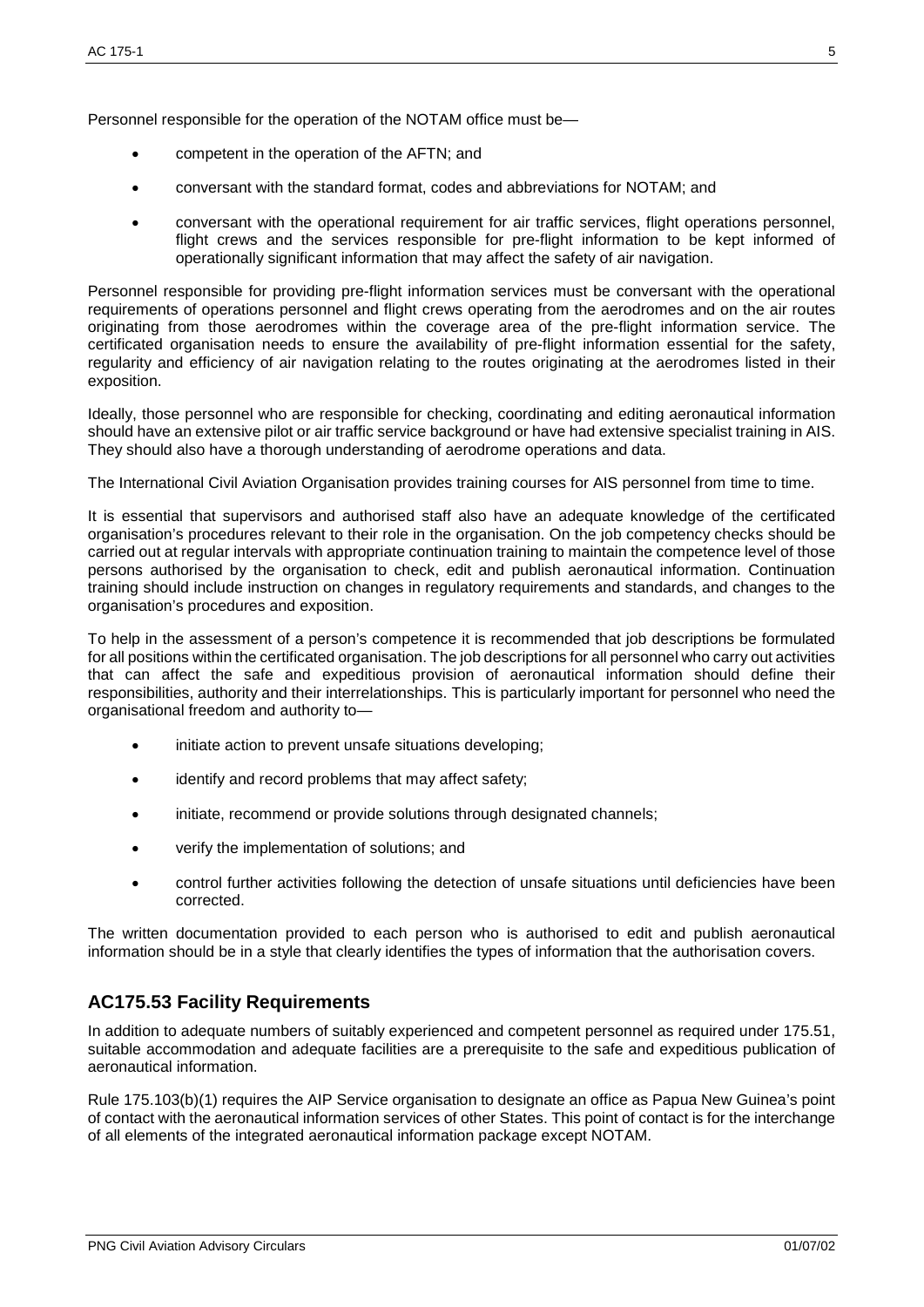Personnel responsible for the operation of the NOTAM office must be—

- competent in the operation of the AFTN; and
- conversant with the standard format, codes and abbreviations for NOTAM; and
- conversant with the operational requirement for air traffic services, flight operations personnel, flight crews and the services responsible for pre-flight information to be kept informed of operationally significant information that may affect the safety of air navigation.

Personnel responsible for providing pre-flight information services must be conversant with the operational requirements of operations personnel and flight crews operating from the aerodromes and on the air routes originating from those aerodromes within the coverage area of the pre-flight information service. The certificated organisation needs to ensure the availability of pre-flight information essential for the safety, regularity and efficiency of air navigation relating to the routes originating at the aerodromes listed in their exposition.

Ideally, those personnel who are responsible for checking, coordinating and editing aeronautical information should have an extensive pilot or air traffic service background or have had extensive specialist training in AIS. They should also have a thorough understanding of aerodrome operations and data.

The International Civil Aviation Organisation provides training courses for AIS personnel from time to time.

It is essential that supervisors and authorised staff also have an adequate knowledge of the certificated organisation's procedures relevant to their role in the organisation. On the job competency checks should be carried out at regular intervals with appropriate continuation training to maintain the competence level of those persons authorised by the organisation to check, edit and publish aeronautical information. Continuation training should include instruction on changes in regulatory requirements and standards, and changes to the organisation's procedures and exposition.

To help in the assessment of a person's competence it is recommended that job descriptions be formulated for all positions within the certificated organisation. The job descriptions for all personnel who carry out activities that can affect the safe and expeditious provision of aeronautical information should define their responsibilities, authority and their interrelationships. This is particularly important for personnel who need the organisational freedom and authority to—

- initiate action to prevent unsafe situations developing;
- identify and record problems that may affect safety;
- initiate, recommend or provide solutions through designated channels;
- verify the implementation of solutions; and
- control further activities following the detection of unsafe situations until deficiencies have been corrected.

The written documentation provided to each person who is authorised to edit and publish aeronautical information should be in a style that clearly identifies the types of information that the authorisation covers.

## AC175.53 Facility Requirements

In addition to adequate numbers of suitably experienced and competent personnel as required under 175.51, suitable accommodation and adequate facilities are a prerequisite to the safe and expeditious publication of aeronautical information.

Rule 175.103(b)(1) requires the AIP Service organisation to designate an office as Papua New Guinea's point of contact with the aeronautical information services of other States. This point of contact is for the interchange of all elements of the integrated aeronautical information package except NOTAM.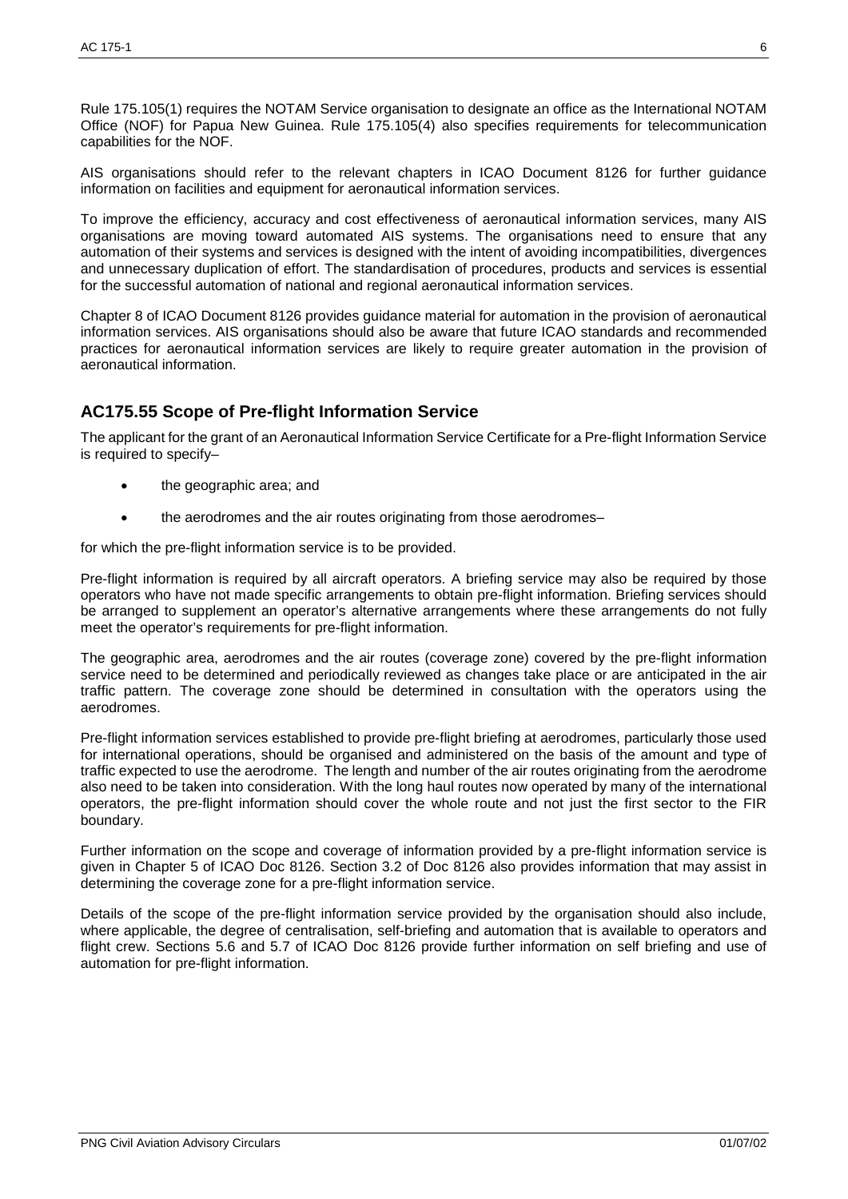Rule 175.105(1) requires the NOTAM Service organisation to designate an office as the International NOTAM Office (NOF) for Papua New Guinea. Rule 175.105(4) also specifies requirements for telecommunication capabilities for the NOF.

AIS organisations should refer to the relevant chapters in ICAO Document 8126 for further guidance information on facilities and equipment for aeronautical information services.

To improve the efficiency, accuracy and cost effectiveness of aeronautical information services, many AIS organisations are moving toward automated AIS systems. The organisations need to ensure that any automation of their systems and services is designed with the intent of avoiding incompatibilities, divergences and unnecessary duplication of effort. The standardisation of procedures, products and services is essential for the successful automation of national and regional aeronautical information services.

Chapter 8 of ICAO Document 8126 provides guidance material for automation in the provision of aeronautical information services. AIS organisations should also be aware that future ICAO standards and recommended practices for aeronautical information services are likely to require greater automation in the provision of aeronautical information.

## AC175.55 Scope of Pre-flight Information Service

The applicant for the grant of an Aeronautical Information Service Certificate for a Pre-flight Information Service is required to specify–

- the geographic area; and
- the aerodromes and the air routes originating from those aerodromes–

for which the pre-flight information service is to be provided.

Pre-flight information is required by all aircraft operators. A briefing service may also be required by those operators who have not made specific arrangements to obtain pre-flight information. Briefing services should be arranged to supplement an operator's alternative arrangements where these arrangements do not fully meet the operator's requirements for pre-flight information.

The geographic area, aerodromes and the air routes (coverage zone) covered by the pre-flight information service need to be determined and periodically reviewed as changes take place or are anticipated in the air traffic pattern. The coverage zone should be determined in consultation with the operators using the aerodromes.

Pre-flight information services established to provide pre-flight briefing at aerodromes, particularly those used for international operations, should be organised and administered on the basis of the amount and type of traffic expected to use the aerodrome. The length and number of the air routes originating from the aerodrome also need to be taken into consideration. With the long haul routes now operated by many of the international operators, the pre-flight information should cover the whole route and not just the first sector to the FIR boundary.

Further information on the scope and coverage of information provided by a pre-flight information service is given in Chapter 5 of ICAO Doc 8126. Section 3.2 of Doc 8126 also provides information that may assist in determining the coverage zone for a pre-flight information service.

Details of the scope of the pre-flight information service provided by the organisation should also include, where applicable, the degree of centralisation, self-briefing and automation that is available to operators and flight crew. Sections 5.6 and 5.7 of ICAO Doc 8126 provide further information on self briefing and use of automation for pre-flight information.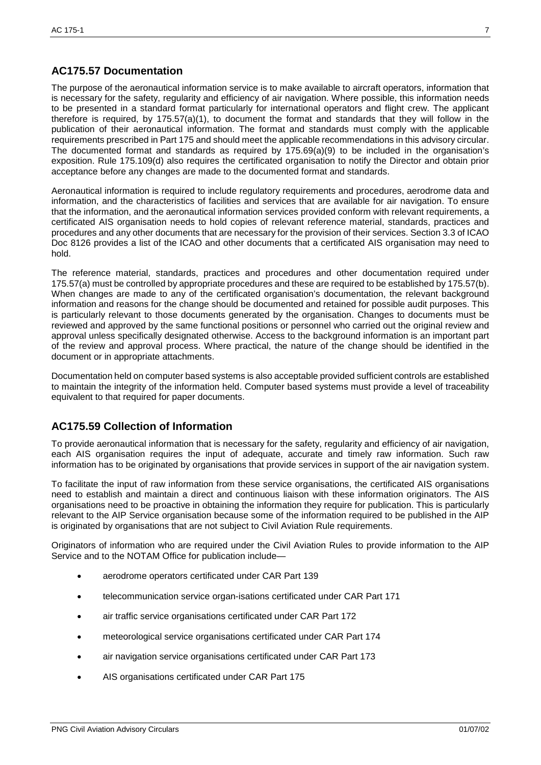## AC175.57 Documentation

The purpose of the aeronautical information service is to make available to aircraft operators, information that is necessary for the safety, regularity and efficiency of air navigation. Where possible, this information needs to be presented in a standard format particularly for international operators and flight crew. The applicant therefore is required, by 175.57(a)(1), to document the format and standards that they will follow in the publication of their aeronautical information. The format and standards must comply with the applicable requirements prescribed in Part 175 and should meet the applicable recommendations in this advisory circular. The documented format and standards as required by 175.69(a)(9) to be included in the organisation's exposition. Rule 175.109(d) also requires the certificated organisation to notify the Director and obtain prior acceptance before any changes are made to the documented format and standards.

Aeronautical information is required to include regulatory requirements and procedures, aerodrome data and information, and the characteristics of facilities and services that are available for air navigation. To ensure that the information, and the aeronautical information services provided conform with relevant requirements, a certificated AIS organisation needs to hold copies of relevant reference material, standards, practices and procedures and any other documents that are necessary for the provision of their services. Section 3.3 of ICAO Doc 8126 provides a list of the ICAO and other documents that a certificated AIS organisation may need to hold.

The reference material, standards, practices and procedures and other documentation required under 175.57(a) must be controlled by appropriate procedures and these are required to be established by 175.57(b). When changes are made to any of the certificated organisation's documentation, the relevant background information and reasons for the change should be documented and retained for possible audit purposes. This is particularly relevant to those documents generated by the organisation. Changes to documents must be reviewed and approved by the same functional positions or personnel who carried out the original review and approval unless specifically designated otherwise. Access to the background information is an important part of the review and approval process. Where practical, the nature of the change should be identified in the document or in appropriate attachments.

Documentation held on computer based systems is also acceptable provided sufficient controls are established to maintain the integrity of the information held. Computer based systems must provide a level of traceability equivalent to that required for paper documents.

## AC175.59 Collection of Information

To provide aeronautical information that is necessary for the safety, regularity and efficiency of air navigation, each AIS organisation requires the input of adequate, accurate and timely raw information. Such raw information has to be originated by organisations that provide services in support of the air navigation system.

To facilitate the input of raw information from these service organisations, the certificated AIS organisations need to establish and maintain a direct and continuous liaison with these information originators. The AIS organisations need to be proactive in obtaining the information they require for publication. This is particularly relevant to the AIP Service organisation because some of the information required to be published in the AIP is originated by organisations that are not subject to Civil Aviation Rule requirements.

Originators of information who are required under the Civil Aviation Rules to provide information to the AIP Service and to the NOTAM Office for publication include—

- aerodrome operators certificated under CAR Part 139
- telecommunication service organ-isations certificated under CAR Part 171
- air traffic service organisations certificated under CAR Part 172
- meteorological service organisations certificated under CAR Part 174
- air navigation service organisations certificated under CAR Part 173
- AIS organisations certificated under CAR Part 175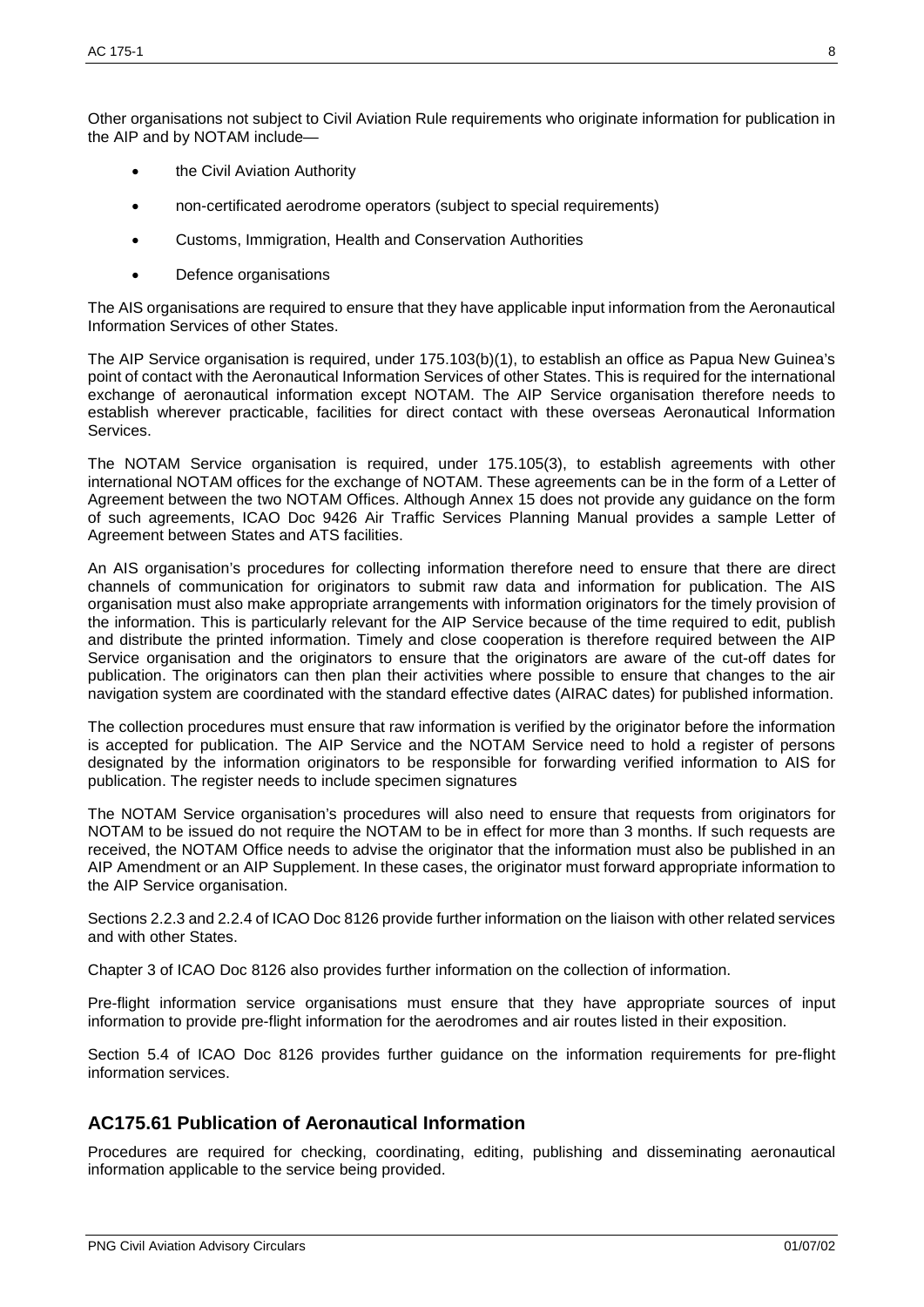Other organisations not subject to Civil Aviation Rule requirements who originate information for publication in the AIP and by NOTAM include—

- the Civil Aviation Authority
- non-certificated aerodrome operators (subject to special requirements)
- Customs, Immigration, Health and Conservation Authorities
- Defence organisations

The AIS organisations are required to ensure that they have applicable input information from the Aeronautical Information Services of other States.

The AIP Service organisation is required, under 175.103(b)(1), to establish an office as Papua New Guinea's point of contact with the Aeronautical Information Services of other States. This is required for the international exchange of aeronautical information except NOTAM. The AIP Service organisation therefore needs to establish wherever practicable, facilities for direct contact with these overseas Aeronautical Information Services.

The NOTAM Service organisation is required, under 175.105(3), to establish agreements with other international NOTAM offices for the exchange of NOTAM. These agreements can be in the form of a Letter of Agreement between the two NOTAM Offices. Although Annex 15 does not provide any guidance on the form of such agreements, ICAO Doc 9426 Air Traffic Services Planning Manual provides a sample Letter of Agreement between States and ATS facilities.

An AIS organisation's procedures for collecting information therefore need to ensure that there are direct channels of communication for originators to submit raw data and information for publication. The AIS organisation must also make appropriate arrangements with information originators for the timely provision of the information. This is particularly relevant for the AIP Service because of the time required to edit, publish and distribute the printed information. Timely and close cooperation is therefore required between the AIP Service organisation and the originators to ensure that the originators are aware of the cut-off dates for publication. The originators can then plan their activities where possible to ensure that changes to the air navigation system are coordinated with the standard effective dates (AIRAC dates) for published information.

The collection procedures must ensure that raw information is verified by the originator before the information is accepted for publication. The AIP Service and the NOTAM Service need to hold a register of persons designated by the information originators to be responsible for forwarding verified information to AIS for publication. The register needs to include specimen signatures

The NOTAM Service organisation's procedures will also need to ensure that requests from originators for NOTAM to be issued do not require the NOTAM to be in effect for more than 3 months. If such requests are received, the NOTAM Office needs to advise the originator that the information must also be published in an AIP Amendment or an AIP Supplement. In these cases, the originator must forward appropriate information to the AIP Service organisation.

Sections 2.2.3 and 2.2.4 of ICAO Doc 8126 provide further information on the liaison with other related services and with other States.

Chapter 3 of ICAO Doc 8126 also provides further information on the collection of information.

Pre-flight information service organisations must ensure that they have appropriate sources of input information to provide pre-flight information for the aerodromes and air routes listed in their exposition.

Section 5.4 of ICAO Doc 8126 provides further guidance on the information requirements for pre-flight information services.

## AC175.61 Publication of Aeronautical Information

Procedures are required for checking, coordinating, editing, publishing and disseminating aeronautical information applicable to the service being provided.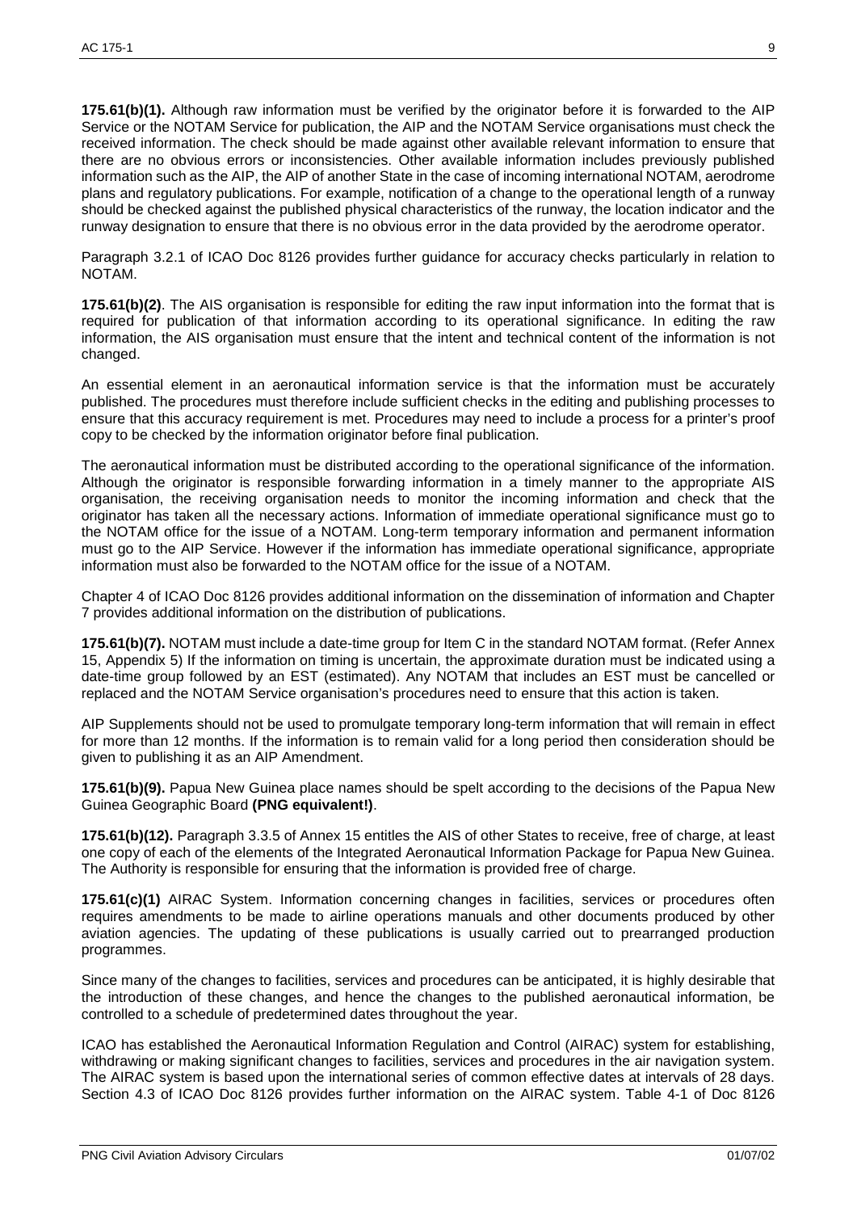**175.61(b)(1).** Although raw information must be verified by the originator before it is forwarded to the AIP Service or the NOTAM Service for publication, the AIP and the NOTAM Service organisations must check the received information. The check should be made against other available relevant information to ensure that there are no obvious errors or inconsistencies. Other available information includes previously published information such as the AIP, the AIP of another State in the case of incoming international NOTAM, aerodrome plans and regulatory publications. For example, notification of a change to the operational length of a runway should be checked against the published physical characteristics of the runway, the location indicator and the runway designation to ensure that there is no obvious error in the data provided by the aerodrome operator.

Paragraph 3.2.1 of ICAO Doc 8126 provides further guidance for accuracy checks particularly in relation to NOTAM.

**175.61(b)(2)**. The AIS organisation is responsible for editing the raw input information into the format that is required for publication of that information according to its operational significance. In editing the raw information, the AIS organisation must ensure that the intent and technical content of the information is not changed.

An essential element in an aeronautical information service is that the information must be accurately published. The procedures must therefore include sufficient checks in the editing and publishing processes to ensure that this accuracy requirement is met. Procedures may need to include a process for a printer's proof copy to be checked by the information originator before final publication.

The aeronautical information must be distributed according to the operational significance of the information. Although the originator is responsible forwarding information in a timely manner to the appropriate AIS organisation, the receiving organisation needs to monitor the incoming information and check that the originator has taken all the necessary actions. Information of immediate operational significance must go to the NOTAM office for the issue of a NOTAM. Long-term temporary information and permanent information must go to the AIP Service. However if the information has immediate operational significance, appropriate information must also be forwarded to the NOTAM office for the issue of a NOTAM.

Chapter 4 of ICAO Doc 8126 provides additional information on the dissemination of information and Chapter 7 provides additional information on the distribution of publications.

**175.61(b)(7).** NOTAM must include a date-time group for Item C in the standard NOTAM format. (Refer Annex 15, Appendix 5) If the information on timing is uncertain, the approximate duration must be indicated using a date-time group followed by an EST (estimated). Any NOTAM that includes an EST must be cancelled or replaced and the NOTAM Service organisation's procedures need to ensure that this action is taken.

AIP Supplements should not be used to promulgate temporary long-term information that will remain in effect for more than 12 months. If the information is to remain valid for a long period then consideration should be given to publishing it as an AIP Amendment.

**175.61(b)(9).** Papua New Guinea place names should be spelt according to the decisions of the Papua New Guinea Geographic Board **(PNG equivalent!)**.

**175.61(b)(12).** Paragraph 3.3.5 of Annex 15 entitles the AIS of other States to receive, free of charge, at least one copy of each of the elements of the Integrated Aeronautical Information Package for Papua New Guinea. The Authority is responsible for ensuring that the information is provided free of charge.

**175.61(c)(1)** AIRAC System. Information concerning changes in facilities, services or procedures often requires amendments to be made to airline operations manuals and other documents produced by other aviation agencies. The updating of these publications is usually carried out to prearranged production programmes.

Since many of the changes to facilities, services and procedures can be anticipated, it is highly desirable that the introduction of these changes, and hence the changes to the published aeronautical information, be controlled to a schedule of predetermined dates throughout the year.

ICAO has established the Aeronautical Information Regulation and Control (AIRAC) system for establishing, withdrawing or making significant changes to facilities, services and procedures in the air navigation system. The AIRAC system is based upon the international series of common effective dates at intervals of 28 days. Section 4.3 of ICAO Doc 8126 provides further information on the AIRAC system. Table 4-1 of Doc 8126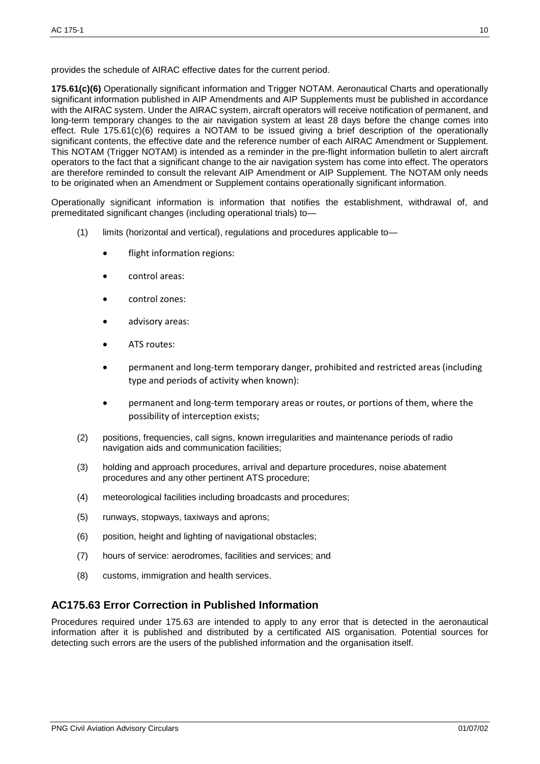provides the schedule of AIRAC effective dates for the current period.

**175.61(c)(6)** Operationally significant information and Trigger NOTAM. Aeronautical Charts and operationally significant information published in AIP Amendments and AIP Supplements must be published in accordance with the AIRAC system. Under the AIRAC system, aircraft operators will receive notification of permanent, and long-term temporary changes to the air navigation system at least 28 days before the change comes into effect. Rule 175.61(c)(6) requires a NOTAM to be issued giving a brief description of the operationally significant contents, the effective date and the reference number of each AIRAC Amendment or Supplement. This NOTAM (Trigger NOTAM) is intended as a reminder in the pre-flight information bulletin to alert aircraft operators to the fact that a significant change to the air navigation system has come into effect. The operators are therefore reminded to consult the relevant AIP Amendment or AIP Supplement. The NOTAM only needs to be originated when an Amendment or Supplement contains operationally significant information.

Operationally significant information is information that notifies the establishment, withdrawal of, and premeditated significant changes (including operational trials) to—

(1) limits (horizontal and vertical), regulations and procedures applicable to—

- flight information regions:
- control areas:
- control zones:
- advisory areas:
- ATS routes:
- permanent and long-term temporary danger, prohibited and restricted areas (including type and periods of activity when known):
- permanent and long-term temporary areas or routes, or portions of them, where the possibility of interception exists;

(2) positions, frequencies, call signs, known irregularities and maintenance periods of radio navigation aids and communication facilities;

(3) holding and approach procedures, arrival and departure procedures, noise abatement procedures and any other pertinent ATS procedure;

(4) meteorological facilities including broadcasts and procedures;

(5) runways, stopways, taxiways and aprons;

(6) position, height and lighting of navigational obstacles;

(7) hours of service: aerodromes, facilities and services; and

(8) customs, immigration and health services.

## AC175.63 Error Correction in Published Information

Procedures required under 175.63 are intended to apply to any error that is detected in the aeronautical information after it is published and distributed by a certificated AIS organisation. Potential sources for detecting such errors are the users of the published information and the organisation itself.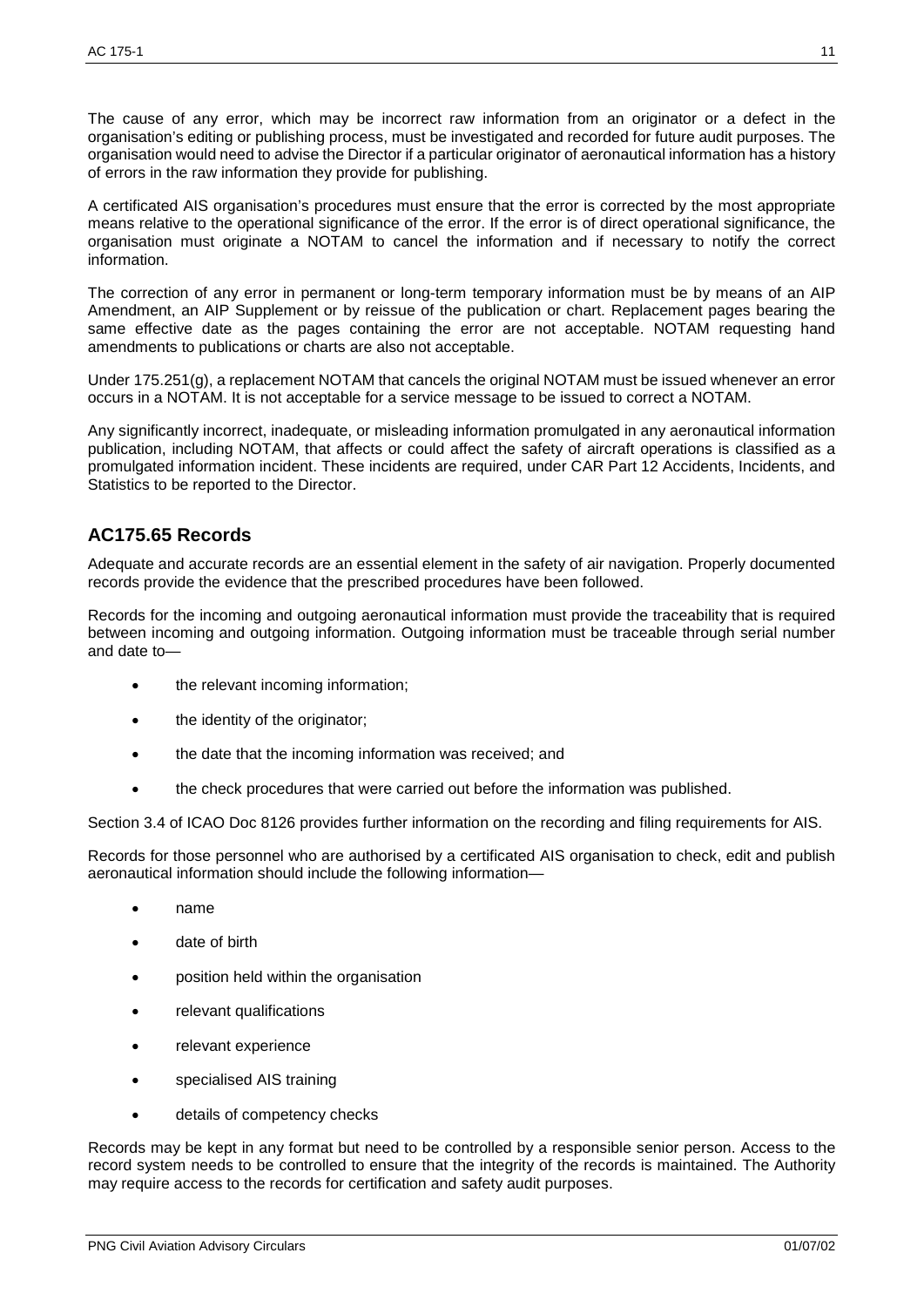The cause of any error, which may be incorrect raw information from an originator or a defect in the organisation's editing or publishing process, must be investigated and recorded for future audit purposes. The organisation would need to advise the Director if a particular originator of aeronautical information has a history of errors in the raw information they provide for publishing.

A certificated AIS organisation's procedures must ensure that the error is corrected by the most appropriate means relative to the operational significance of the error. If the error is of direct operational significance, the organisation must originate a NOTAM to cancel the information and if necessary to notify the correct information.

The correction of any error in permanent or long-term temporary information must be by means of an AIP Amendment, an AIP Supplement or by reissue of the publication or chart. Replacement pages bearing the same effective date as the pages containing the error are not acceptable. NOTAM requesting hand amendments to publications or charts are also not acceptable.

Under 175.251(g), a replacement NOTAM that cancels the original NOTAM must be issued whenever an error occurs in a NOTAM. It is not acceptable for a service message to be issued to correct a NOTAM.

Any significantly incorrect, inadequate, or misleading information promulgated in any aeronautical information publication, including NOTAM, that affects or could affect the safety of aircraft operations is classified as a promulgated information incident. These incidents are required, under CAR Part 12 Accidents, Incidents, and Statistics to be reported to the Director.

## AC175.65 Records

Adequate and accurate records are an essential element in the safety of air navigation. Properly documented records provide the evidence that the prescribed procedures have been followed.

Records for the incoming and outgoing aeronautical information must provide the traceability that is required between incoming and outgoing information. Outgoing information must be traceable through serial number and date to—

- the relevant incoming information;
- the identity of the originator;
- the date that the incoming information was received; and
- the check procedures that were carried out before the information was published.

Section 3.4 of ICAO Doc 8126 provides further information on the recording and filing requirements for AIS.

Records for those personnel who are authorised by a certificated AIS organisation to check, edit and publish aeronautical information should include the following information—

- name
- date of birth
- position held within the organisation
- relevant qualifications
- relevant experience
- specialised AIS training
- details of competency checks

Records may be kept in any format but need to be controlled by a responsible senior person. Access to the record system needs to be controlled to ensure that the integrity of the records is maintained. The Authority may require access to the records for certification and safety audit purposes.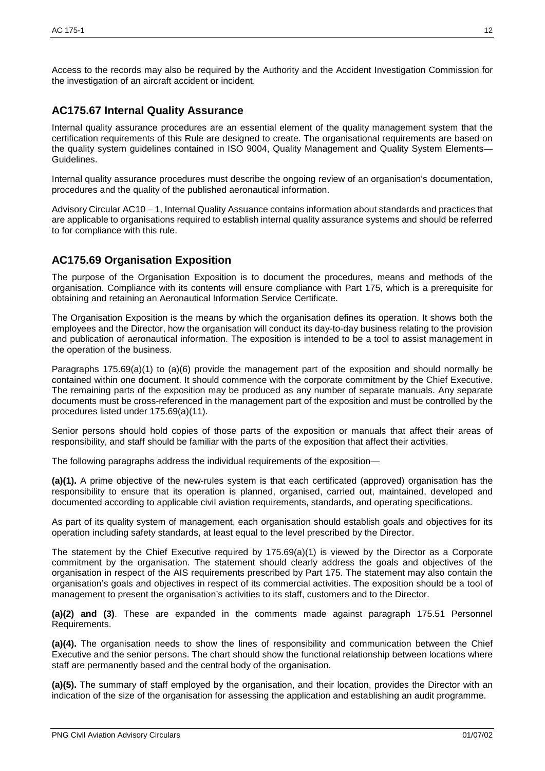Access to the records may also be required by the Authority and the Accident Investigation Commission for the investigation of an aircraft accident or incident.

## AC175.67 Internal Quality Assurance

Internal quality assurance procedures are an essential element of the quality management system that the certification requirements of this Rule are designed to create. The organisational requirements are based on the quality system guidelines contained in ISO 9004, Quality Management and Quality System Elements—Guidelines.

Internal quality assurance procedures must describe the ongoing review of an organisation's documentation, procedures and the quality of the published aeronautical information.

Advisory Circular AC10 – 1, Internal Quality Assuance contains information about standards and practices that are applicable to organisations required to establish internal quality assurance systems and should be referred to for compliance with this rule.

## AC175.69 Organisation Exposition

The purpose of the Organisation Exposition is to document the procedures, means and methods of the organisation. Compliance with its contents will ensure compliance with Part 175, which is a prerequisite for obtaining and retaining an Aeronautical Information Service Certificate.

The Organisation Exposition is the means by which the organisation defines its operation. It shows both the employees and the Director, how the organisation will conduct its day-to-day business relating to the provision and publication of aeronautical information. The exposition is intended to be a tool to assist management in the operation of the business.

Paragraphs 175.69(a)(1) to (a)(6) provide the management part of the exposition and should normally be contained within one document. It should commence with the corporate commitment by the Chief Executive. The remaining parts of the exposition may be produced as any number of separate manuals. Any separate documents must be cross-referenced in the management part of the exposition and must be controlled by the procedures listed under 175.69(a)(11).

Senior persons should hold copies of those parts of the exposition or manuals that affect their areas of responsibility, and staff should be familiar with the parts of the exposition that affect their activities.

The following paragraphs address the individual requirements of the exposition—

**(a)(1).** A prime objective of the new-rules system is that each certificated (approved) organisation has the responsibility to ensure that its operation is planned, organised, carried out, maintained, developed and documented according to applicable civil aviation requirements, standards, and operating specifications.

As part of its quality system of management, each organisation should establish goals and objectives for its operation including safety standards, at least equal to the level prescribed by the Director.

The statement by the Chief Executive required by 175.69(a)(1) is viewed by the Director as a Corporate commitment by the organisation. The statement should clearly address the goals and objectives of the organisation in respect of the AIS requirements prescribed by Part 175. The statement may also contain the organisation's goals and objectives in respect of its commercial activities. The exposition should be a tool of management to present the organisation's activities to its staff, customers and to the Director.

**(a)(2) and (3)**. These are expanded in the comments made against paragraph 175.51 Personnel Requirements.

**(a)(4).** The organisation needs to show the lines of responsibility and communication between the Chief Executive and the senior persons. The chart should show the functional relationship between locations where staff are permanently based and the central body of the organisation.

**(a)(5).** The summary of staff employed by the organisation, and their location, provides the Director with an indication of the size of the organisation for assessing the application and establishing an audit programme.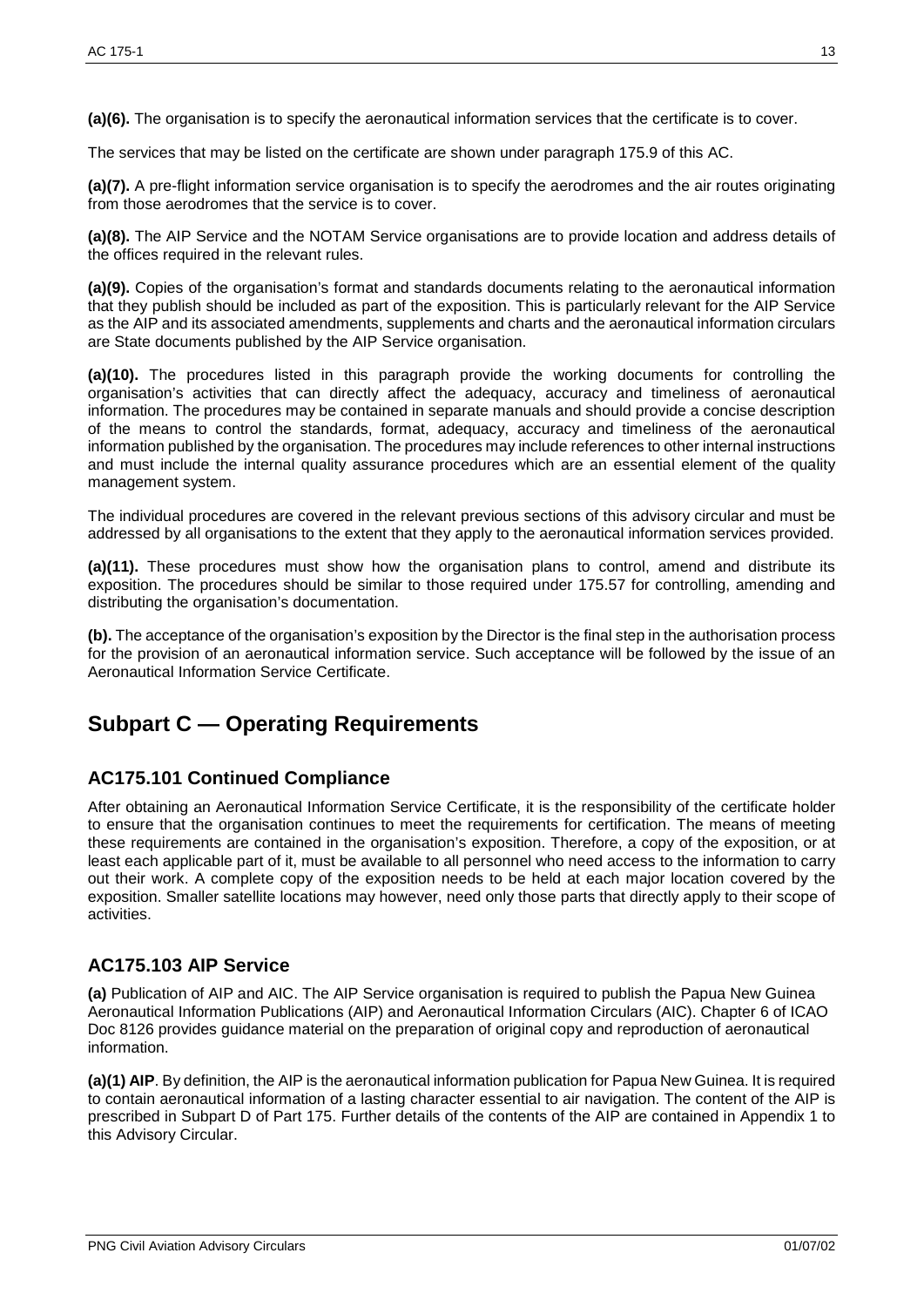**(a)(6).** The organisation is to specify the aeronautical information services that the certificate is to cover.

The services that may be listed on the certificate are shown under paragraph 175.9 of this AC.

**(a)(7).** A pre-flight information service organisation is to specify the aerodromes and the air routes originating from those aerodromes that the service is to cover.

**(a)(8).** The AIP Service and the NOTAM Service organisations are to provide location and address details of the offices required in the relevant rules.

**(a)(9).** Copies of the organisation's format and standards documents relating to the aeronautical information that they publish should be included as part of the exposition. This is particularly relevant for the AIP Service as the AIP and its associated amendments, supplements and charts and the aeronautical information circulars are State documents published by the AIP Service organisation.

**(a)(10).** The procedures listed in this paragraph provide the working documents for controlling the organisation's activities that can directly affect the adequacy, accuracy and timeliness of aeronautical information. The procedures may be contained in separate manuals and should provide a concise description of the means to control the standards, format, adequacy, accuracy and timeliness of the aeronautical information published by the organisation. The procedures may include references to other internal instructions and must include the internal quality assurance procedures which are an essential element of the quality management system.

The individual procedures are covered in the relevant previous sections of this advisory circular and must be addressed by all organisations to the extent that they apply to the aeronautical information services provided.

**(a)(11).** These procedures must show how the organisation plans to control, amend and distribute its exposition. The procedures should be similar to those required under 175.57 for controlling, amending and distributing the organisation's documentation.

**(b).** The acceptance of the organisation's exposition by the Director is the final step in the authorisation process for the provision of an aeronautical information service. Such acceptance will be followed by the issue of an Aeronautical Information Service Certificate.

# Subpart C — Operating Requirements

## AC175.101 Continued Compliance

After obtaining an Aeronautical Information Service Certificate, it is the responsibility of the certificate holder to ensure that the organisation continues to meet the requirements for certification. The means of meeting these requirements are contained in the organisation's exposition. Therefore, a copy of the exposition, or at least each applicable part of it, must be available to all personnel who need access to the information to carry out their work. A complete copy of the exposition needs to be held at each major location covered by the exposition. Smaller satellite locations may however, need only those parts that directly apply to their scope of activities.

## AC175.103 AIP Service

**(a)** Publication of AIP and AIC. The AIP Service organisation is required to publish the Papua New Guinea Aeronautical Information Publications (AIP) and Aeronautical Information Circulars (AIC). Chapter 6 of ICAO Doc 8126 provides guidance material on the preparation of original copy and reproduction of aeronautical information.

**(a)(1) AIP**. By definition, the AIP is the aeronautical information publication for Papua New Guinea. It is required to contain aeronautical information of a lasting character essential to air navigation. The content of the AIP is prescribed in Subpart D of Part 175. Further details of the contents of the AIP are contained in Appendix 1 to this Advisory Circular.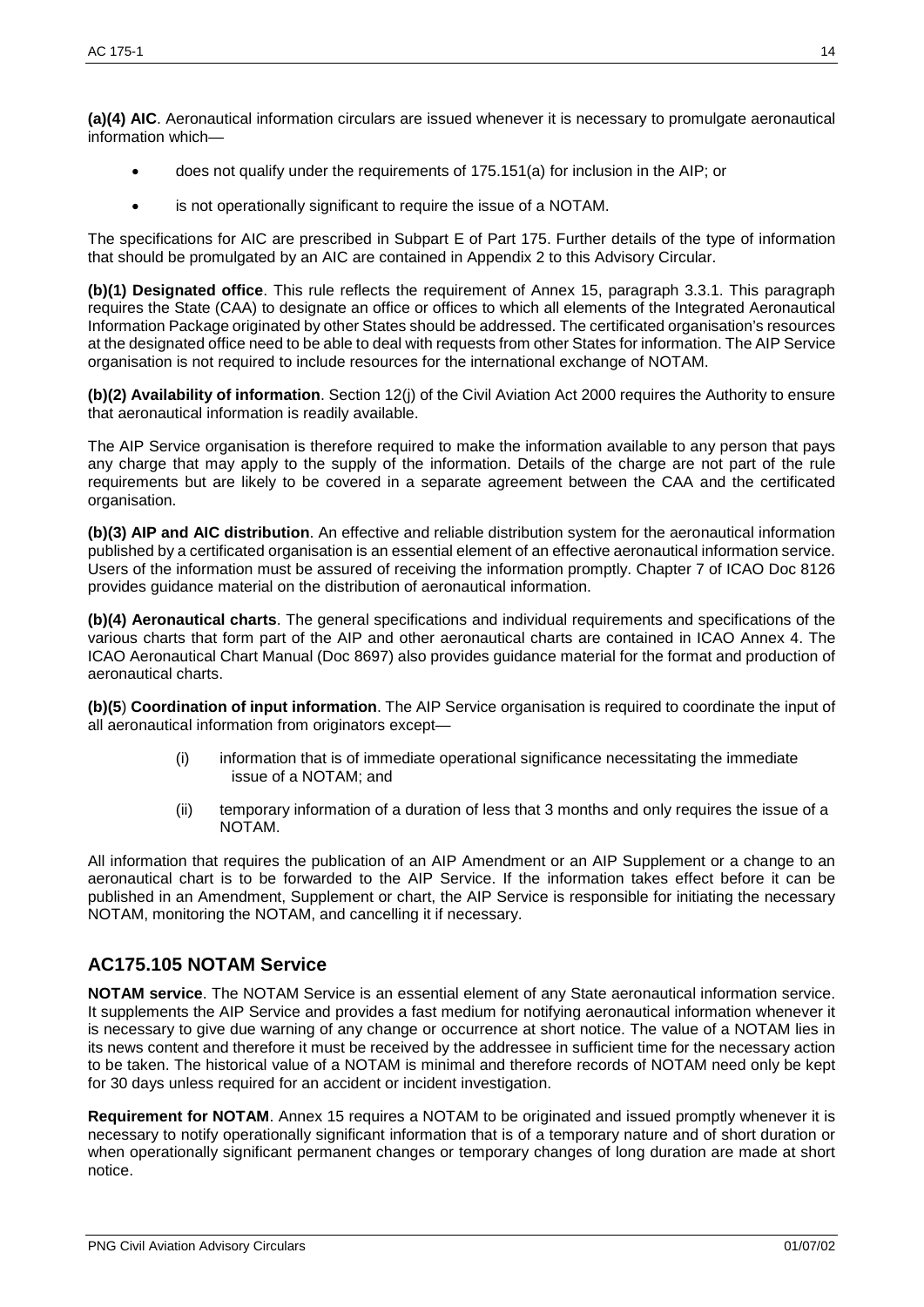**(a)(4) AIC**. Aeronautical information circulars are issued whenever it is necessary to promulgate aeronautical information which—

- does not qualify under the requirements of 175.151(a) for inclusion in the AIP; or
- is not operationally significant to require the issue of a NOTAM.

The specifications for AIC are prescribed in Subpart E of Part 175. Further details of the type of information that should be promulgated by an AIC are contained in Appendix 2 to this Advisory Circular.

**(b)(1) Designated office**. This rule reflects the requirement of Annex 15, paragraph 3.3.1. This paragraph requires the State (CAA) to designate an office or offices to which all elements of the Integrated Aeronautical Information Package originated by other States should be addressed. The certificated organisation's resources at the designated office need to be able to deal with requests from other States for information. The AIP Service organisation is not required to include resources for the international exchange of NOTAM.

**(b)(2) Availability of information**. Section 12(j) of the Civil Aviation Act 2000 requires the Authority to ensure that aeronautical information is readily available.

The AIP Service organisation is therefore required to make the information available to any person that pays any charge that may apply to the supply of the information. Details of the charge are not part of the rule requirements but are likely to be covered in a separate agreement between the CAA and the certificated organisation.

**(b)(3) AIP and AIC distribution**. An effective and reliable distribution system for the aeronautical information published by a certificated organisation is an essential element of an effective aeronautical information service. Users of the information must be assured of receiving the information promptly. Chapter 7 of ICAO Doc 8126 provides guidance material on the distribution of aeronautical information.

**(b)(4) Aeronautical charts**. The general specifications and individual requirements and specifications of the various charts that form part of the AIP and other aeronautical charts are contained in ICAO Annex 4. The ICAO Aeronautical Chart Manual (Doc 8697) also provides guidance material for the format and production of aeronautical charts.

**(b)(5**) **Coordination of input information**. The AIP Service organisation is required to coordinate the input of all aeronautical information from originators except—

(i) information that is of immediate operational significance necessitating the immediate issue of a NOTAM; and

(ii) temporary information of a duration of less that 3 months and only requires the issue of a NOTAM.

All information that requires the publication of an AIP Amendment or an AIP Supplement or a change to an aeronautical chart is to be forwarded to the AIP Service. If the information takes effect before it can be published in an Amendment, Supplement or chart, the AIP Service is responsible for initiating the necessary NOTAM, monitoring the NOTAM, and cancelling it if necessary.

## AC175.105 NOTAM Service

**NOTAM service**. The NOTAM Service is an essential element of any State aeronautical information service. It supplements the AIP Service and provides a fast medium for notifying aeronautical information whenever it is necessary to give due warning of any change or occurrence at short notice. The value of a NOTAM lies in its news content and therefore it must be received by the addressee in sufficient time for the necessary action to be taken. The historical value of a NOTAM is minimal and therefore records of NOTAM need only be kept for 30 days unless required for an accident or incident investigation.

**Requirement for NOTAM**. Annex 15 requires a NOTAM to be originated and issued promptly whenever it is necessary to notify operationally significant information that is of a temporary nature and of short duration or when operationally significant permanent changes or temporary changes of long duration are made at short notice.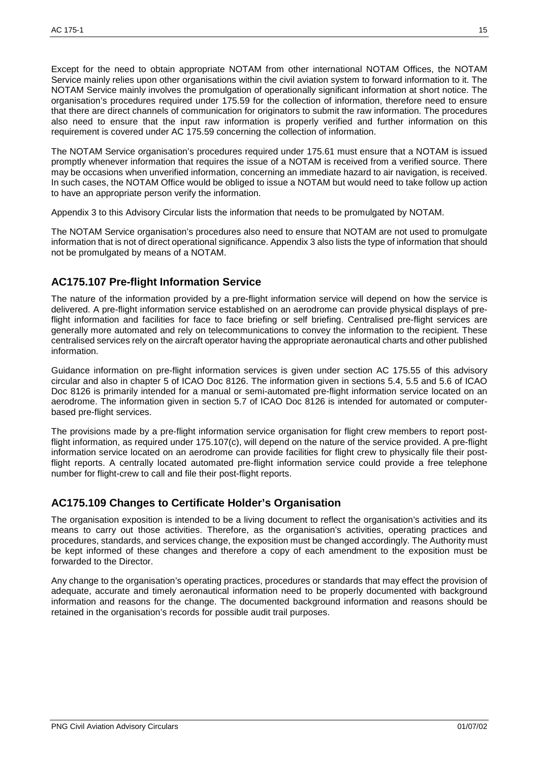Except for the need to obtain appropriate NOTAM from other international NOTAM Offices, the NOTAM Service mainly relies upon other organisations within the civil aviation system to forward information to it. The NOTAM Service mainly involves the promulgation of operationally significant information at short notice. The organisation's procedures required under 175.59 for the collection of information, therefore need to ensure that there are direct channels of communication for originators to submit the raw information. The procedures also need to ensure that the input raw information is properly verified and further information on this requirement is covered under AC 175.59 concerning the collection of information.

The NOTAM Service organisation's procedures required under 175.61 must ensure that a NOTAM is issued promptly whenever information that requires the issue of a NOTAM is received from a verified source. There may be occasions when unverified information, concerning an immediate hazard to air navigation, is received. In such cases, the NOTAM Office would be obliged to issue a NOTAM but would need to take follow up action to have an appropriate person verify the information.

Appendix 3 to this Advisory Circular lists the information that needs to be promulgated by NOTAM.

The NOTAM Service organisation's procedures also need to ensure that NOTAM are not used to promulgate information that is not of direct operational significance. Appendix 3 also lists the type of information that should not be promulgated by means of a NOTAM.

## AC175.107 Pre-flight Information Service

The nature of the information provided by a pre-flight information service will depend on how the service is delivered. A pre-flight information service established on an aerodrome can provide physical displays of pre-flight information and facilities for face to face briefing or self briefing. Centralised pre-flight services are generally more automated and rely on telecommunications to convey the information to the recipient. These centralised services rely on the aircraft operator having the appropriate aeronautical charts and other published information.

Guidance information on pre-flight information services is given under section AC 175.55 of this advisory circular and also in chapter 5 of ICAO Doc 8126. The information given in sections 5.4, 5.5 and 5.6 of ICAO Doc 8126 is primarily intended for a manual or semi-automated pre-flight information service located on an aerodrome. The information given in section 5.7 of ICAO Doc 8126 is intended for automated or computer-based pre-flight services.

The provisions made by a pre-flight information service organisation for flight crew members to report post-flight information, as required under 175.107(c), will depend on the nature of the service provided. A pre-flight information service located on an aerodrome can provide facilities for flight crew to physically file their post-flight reports. A centrally located automated pre-flight information service could provide a free telephone number for flight-crew to call and file their post-flight reports.

## AC175.109 Changes to Certificate Holder's Organisation

The organisation exposition is intended to be a living document to reflect the organisation's activities and its means to carry out those activities. Therefore, as the organisation's activities, operating practices and procedures, standards, and services change, the exposition must be changed accordingly. The Authority must be kept informed of these changes and therefore a copy of each amendment to the exposition must be forwarded to the Director.

Any change to the organisation's operating practices, procedures or standards that may effect the provision of adequate, accurate and timely aeronautical information need to be properly documented with background information and reasons for the change. The documented background information and reasons should be retained in the organisation's records for possible audit trail purposes.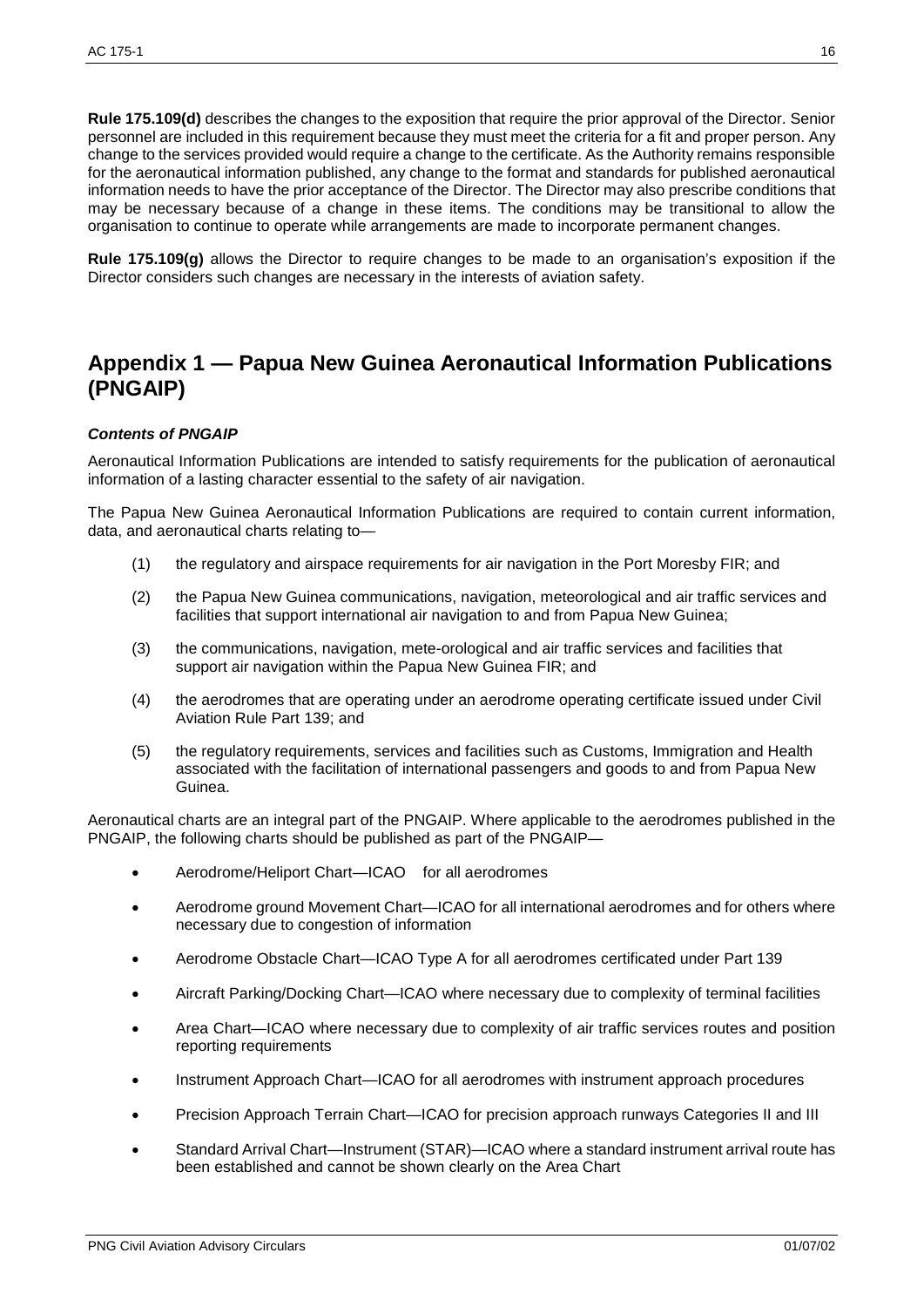**Rule 175.109(d)** describes the changes to the exposition that require the prior approval of the Director. Senior personnel are included in this requirement because they must meet the criteria for a fit and proper person. Any change to the services provided would require a change to the certificate. As the Authority remains responsible for the aeronautical information published, any change to the format and standards for published aeronautical information needs to have the prior acceptance of the Director. The Director may also prescribe conditions that may be necessary because of a change in these items. The conditions may be transitional to allow the organisation to continue to operate while arrangements are made to incorporate permanent changes.

**Rule 175.109(g)** allows the Director to require changes to be made to an organisation's exposition if the Director considers such changes are necessary in the interests of aviation safety.

# Appendix 1 — Papua New Guinea Aeronautical Information Publications (PNGAIP)

***Contents of PNGAIP***

Aeronautical Information Publications are intended to satisfy requirements for the publication of aeronautical information of a lasting character essential to the safety of air navigation.

The Papua New Guinea Aeronautical Information Publications are required to contain current information, data, and aeronautical charts relating to—

(1) the regulatory and airspace requirements for air navigation in the Port Moresby FIR; and

(2) the Papua New Guinea communications, navigation, meteorological and air traffic services and facilities that support international air navigation to and from Papua New Guinea;

(3) the communications, navigation, mete-orological and air traffic services and facilities that support air navigation within the Papua New Guinea FIR; and

(4) the aerodromes that are operating under an aerodrome operating certificate issued under Civil Aviation Rule Part 139; and

(5) the regulatory requirements, services and facilities such as Customs, Immigration and Health associated with the facilitation of international passengers and goods to and from Papua New Guinea.

Aeronautical charts are an integral part of the PNGAIP. Where applicable to the aerodromes published in the PNGAIP, the following charts should be published as part of the PNGAIP—

- Aerodrome/Heliport Chart—ICAO for all aerodromes
- Aerodrome ground Movement Chart—ICAO for all international aerodromes and for others where necessary due to congestion of information
- Aerodrome Obstacle Chart—ICAO Type A for all aerodromes certificated under Part 139
- Aircraft Parking/Docking Chart—ICAO where necessary due to complexity of terminal facilities
- Area Chart—ICAO where necessary due to complexity of air traffic services routes and position reporting requirements
- Instrument Approach Chart—ICAO for all aerodromes with instrument approach procedures
- Precision Approach Terrain Chart—ICAO for precision approach runways Categories II and III
- Standard Arrival Chart—Instrument (STAR)—ICAO where a standard instrument arrival route has been established and cannot be shown clearly on the Area Chart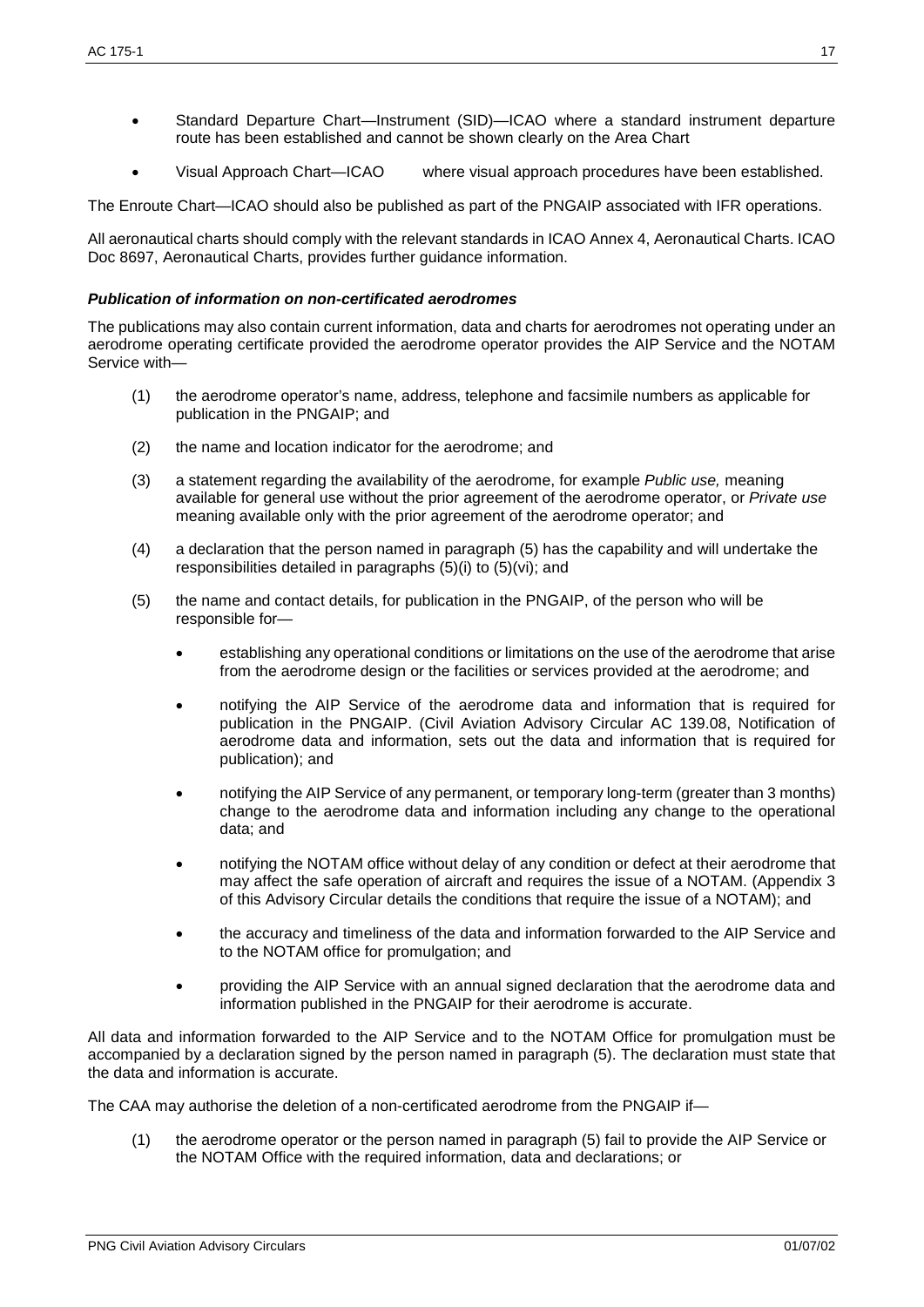- Standard Departure Chart—Instrument (SID)—ICAO where a standard instrument departure route has been established and cannot be shown clearly on the Area Chart
- Visual Approach Chart—ICAO where visual approach procedures have been established.

The Enroute Chart—ICAO should also be published as part of the PNGAIP associated with IFR operations.

All aeronautical charts should comply with the relevant standards in ICAO Annex 4, Aeronautical Charts. ICAO Doc 8697, Aeronautical Charts, provides further guidance information.

***Publication of information on non-certificated aerodromes***

The publications may also contain current information, data and charts for aerodromes not operating under an aerodrome operating certificate provided the aerodrome operator provides the AIP Service and the NOTAM Service with—

(1) the aerodrome operator's name, address, telephone and facsimile numbers as applicable for publication in the PNGAIP; and

(2) the name and location indicator for the aerodrome; and

(3) a statement regarding the availability of the aerodrome, for example *Public use,* meaning available for general use without the prior agreement of the aerodrome operator, or *Private use* meaning available only with the prior agreement of the aerodrome operator; and

(4) a declaration that the person named in paragraph (5) has the capability and will undertake the responsibilities detailed in paragraphs (5)(i) to (5)(vi); and

(5) the name and contact details, for publication in the PNGAIP, of the person who will be responsible for—

- establishing any operational conditions or limitations on the use of the aerodrome that arise from the aerodrome design or the facilities or services provided at the aerodrome; and
- notifying the AIP Service of the aerodrome data and information that is required for publication in the PNGAIP. (Civil Aviation Advisory Circular AC 139.08, Notification of aerodrome data and information, sets out the data and information that is required for publication); and
- notifying the AIP Service of any permanent, or temporary long-term (greater than 3 months) change to the aerodrome data and information including any change to the operational data; and
- notifying the NOTAM office without delay of any condition or defect at their aerodrome that may affect the safe operation of aircraft and requires the issue of a NOTAM. (Appendix 3 of this Advisory Circular details the conditions that require the issue of a NOTAM); and
- the accuracy and timeliness of the data and information forwarded to the AIP Service and to the NOTAM office for promulgation; and
- providing the AIP Service with an annual signed declaration that the aerodrome data and information published in the PNGAIP for their aerodrome is accurate.

All data and information forwarded to the AIP Service and to the NOTAM Office for promulgation must be accompanied by a declaration signed by the person named in paragraph (5). The declaration must state that the data and information is accurate.

The CAA may authorise the deletion of a non-certificated aerodrome from the PNGAIP if—

(1) the aerodrome operator or the person named in paragraph (5) fail to provide the AIP Service or the NOTAM Office with the required information, data and declarations; or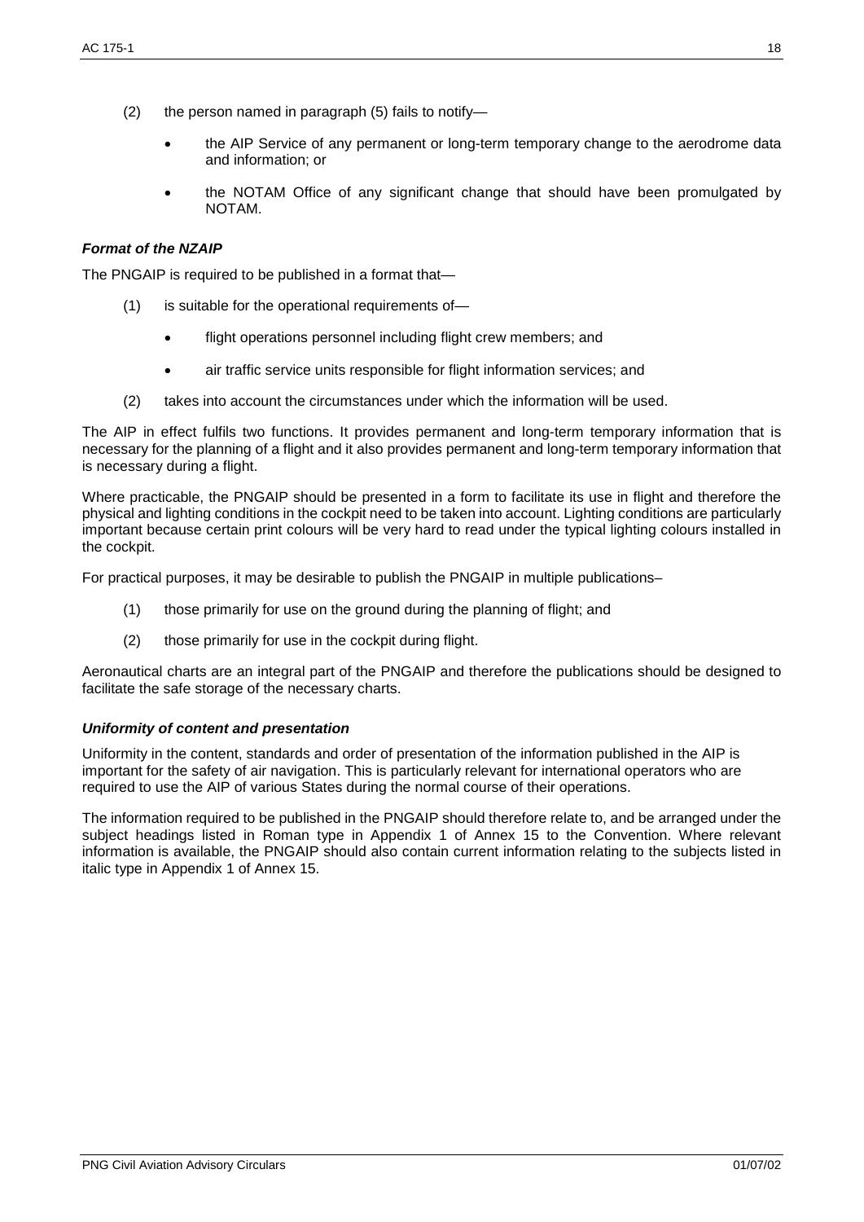(2) the person named in paragraph (5) fails to notify—

- the AIP Service of any permanent or long-term temporary change to the aerodrome data and information; or
- the NOTAM Office of any significant change that should have been promulgated by NOTAM.

#### *Format of the NZAIP*

The PNGAIP is required to be published in a format that—

(1) is suitable for the operational requirements of—

- flight operations personnel including flight crew members; and
- air traffic service units responsible for flight information services; and

(2) takes into account the circumstances under which the information will be used.

The AIP in effect fulfils two functions. It provides permanent and long-term temporary information that is necessary for the planning of a flight and it also provides permanent and long-term temporary information that is necessary during a flight.

Where practicable, the PNGAIP should be presented in a form to facilitate its use in flight and therefore the physical and lighting conditions in the cockpit need to be taken into account. Lighting conditions are particularly important because certain print colours will be very hard to read under the typical lighting colours installed in the cockpit.

For practical purposes, it may be desirable to publish the PNGAIP in multiple publications–

(1) those primarily for use on the ground during the planning of flight; and

(2) those primarily for use in the cockpit during flight.

Aeronautical charts are an integral part of the PNGAIP and therefore the publications should be designed to facilitate the safe storage of the necessary charts.

#### *Uniformity of content and presentation*

Uniformity in the content, standards and order of presentation of the information published in the AIP is important for the safety of air navigation. This is particularly relevant for international operators who are required to use the AIP of various States during the normal course of their operations.

The information required to be published in the PNGAIP should therefore relate to, and be arranged under the subject headings listed in Roman type in Appendix 1 of Annex 15 to the Convention. Where relevant information is available, the PNGAIP should also contain current information relating to the subjects listed in italic type in Appendix 1 of Annex 15.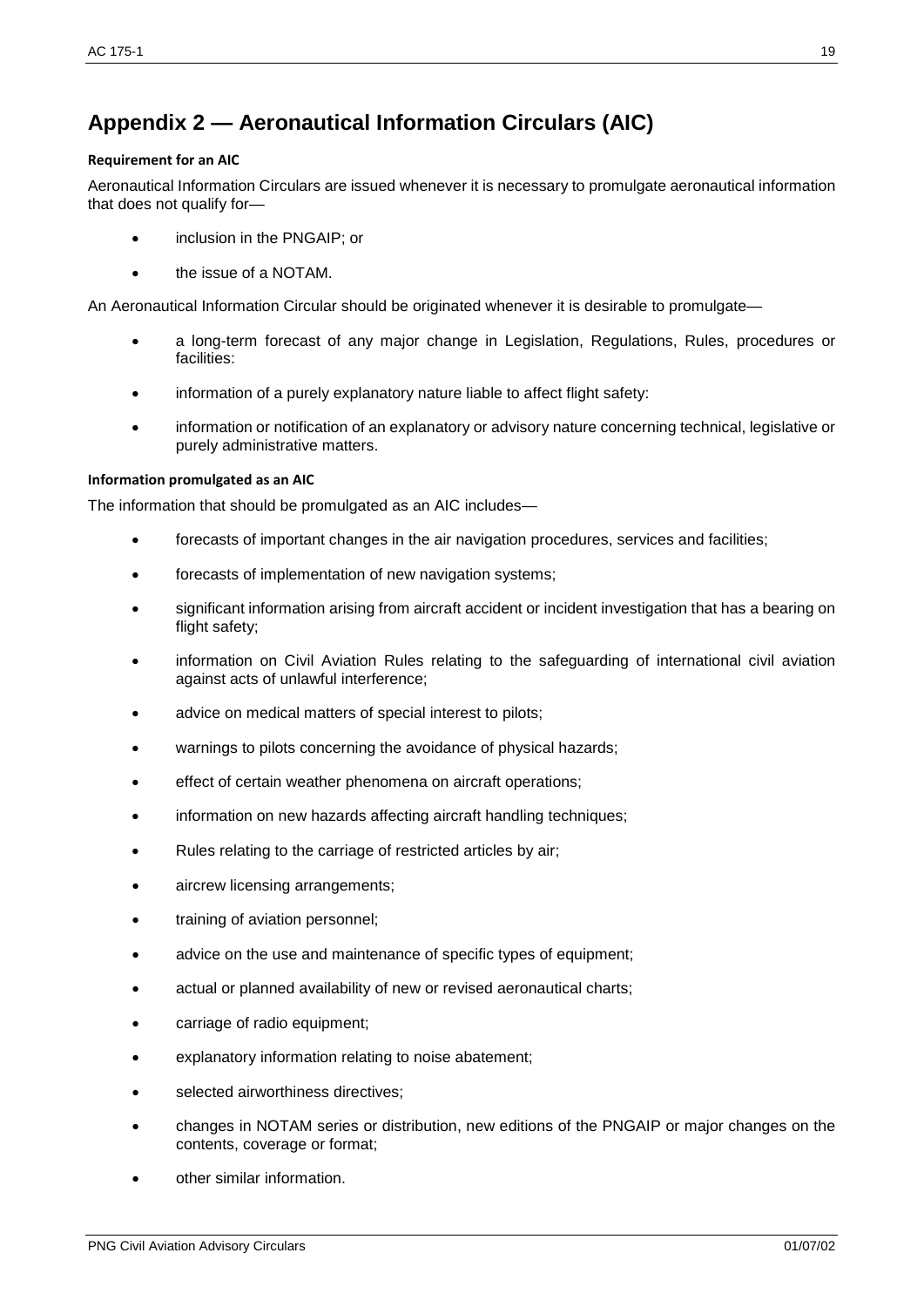# Appendix 2 — Aeronautical Information Circulars (AIC)

**Requirement for an AIC**

Aeronautical Information Circulars are issued whenever it is necessary to promulgate aeronautical information that does not qualify for—

- inclusion in the PNGAIP; or
- the issue of a NOTAM.

An Aeronautical Information Circular should be originated whenever it is desirable to promulgate—

- a long-term forecast of any major change in Legislation, Regulations, Rules, procedures or facilities:
- information of a purely explanatory nature liable to affect flight safety:
- information or notification of an explanatory or advisory nature concerning technical, legislative or purely administrative matters.

**Information promulgated as an AIC**

The information that should be promulgated as an AIC includes—

- forecasts of important changes in the air navigation procedures, services and facilities;
- forecasts of implementation of new navigation systems;
- significant information arising from aircraft accident or incident investigation that has a bearing on flight safety;
- information on Civil Aviation Rules relating to the safeguarding of international civil aviation against acts of unlawful interference;
- advice on medical matters of special interest to pilots;
- warnings to pilots concerning the avoidance of physical hazards;
- effect of certain weather phenomena on aircraft operations;
- information on new hazards affecting aircraft handling techniques;
- Rules relating to the carriage of restricted articles by air;
- aircrew licensing arrangements;
- training of aviation personnel;
- advice on the use and maintenance of specific types of equipment;
- actual or planned availability of new or revised aeronautical charts;
- carriage of radio equipment;
- explanatory information relating to noise abatement;
- selected airworthiness directives;
- changes in NOTAM series or distribution, new editions of the PNGAIP or major changes on the contents, coverage or format;
- other similar information.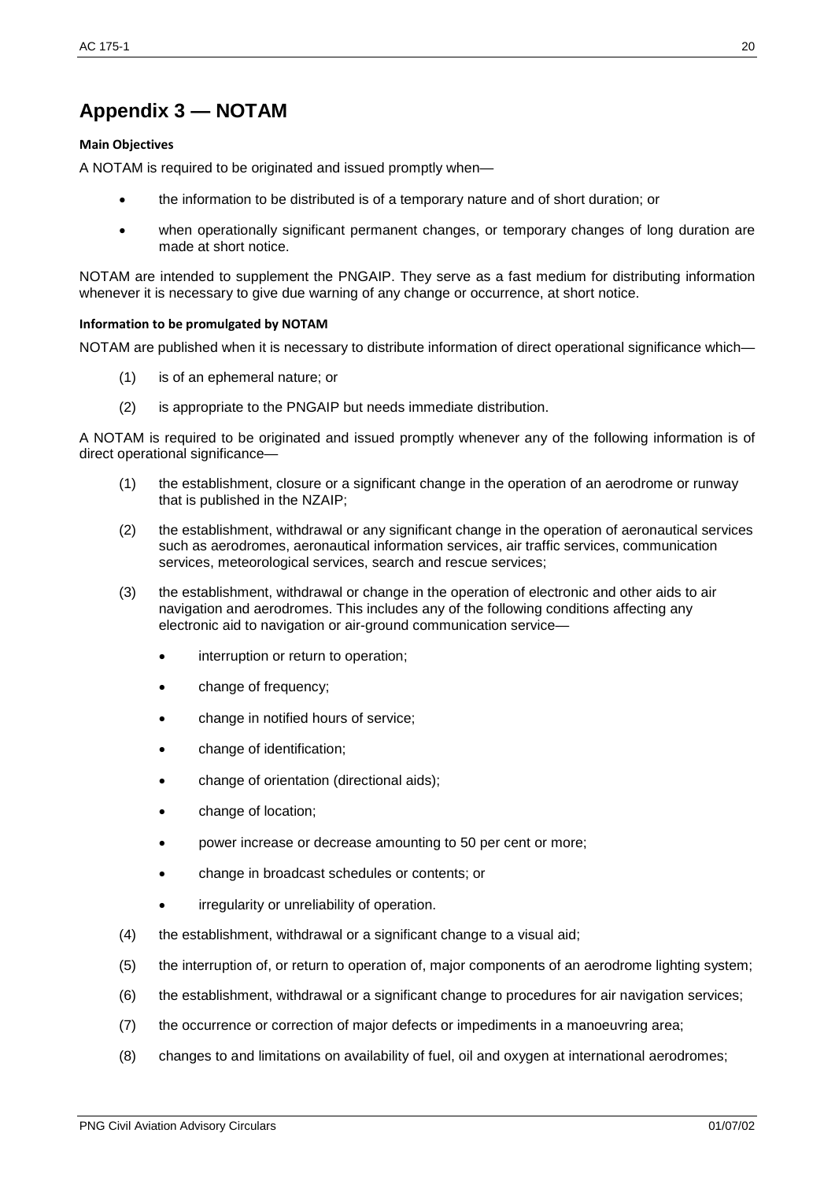# Appendix 3 — NOTAM

**Main Objectives**

A NOTAM is required to be originated and issued promptly when—

- the information to be distributed is of a temporary nature and of short duration; or
- when operationally significant permanent changes, or temporary changes of long duration are made at short notice.

NOTAM are intended to supplement the PNGAIP. They serve as a fast medium for distributing information whenever it is necessary to give due warning of any change or occurrence, at short notice.

**Information to be promulgated by NOTAM**

NOTAM are published when it is necessary to distribute information of direct operational significance which—

(1) is of an ephemeral nature; or

(2) is appropriate to the PNGAIP but needs immediate distribution.

A NOTAM is required to be originated and issued promptly whenever any of the following information is of direct operational significance—

(1) the establishment, closure or a significant change in the operation of an aerodrome or runway that is published in the NZAIP;

(2) the establishment, withdrawal or any significant change in the operation of aeronautical services such as aerodromes, aeronautical information services, air traffic services, communication services, meteorological services, search and rescue services;

(3) the establishment, withdrawal or change in the operation of electronic and other aids to air navigation and aerodromes. This includes any of the following conditions affecting any electronic aid to navigation or air-ground communication service—

- interruption or return to operation;
- change of frequency;
- change in notified hours of service;
- change of identification;
- change of orientation (directional aids);
- change of location;
- power increase or decrease amounting to 50 per cent or more;
- change in broadcast schedules or contents; or
- irregularity or unreliability of operation.

(4) the establishment, withdrawal or a significant change to a visual aid;

(5) the interruption of, or return to operation of, major components of an aerodrome lighting system;

(6) the establishment, withdrawal or a significant change to procedures for air navigation services;

(7) the occurrence or correction of major defects or impediments in a manoeuvring area;

(8) changes to and limitations on availability of fuel, oil and oxygen at international aerodromes;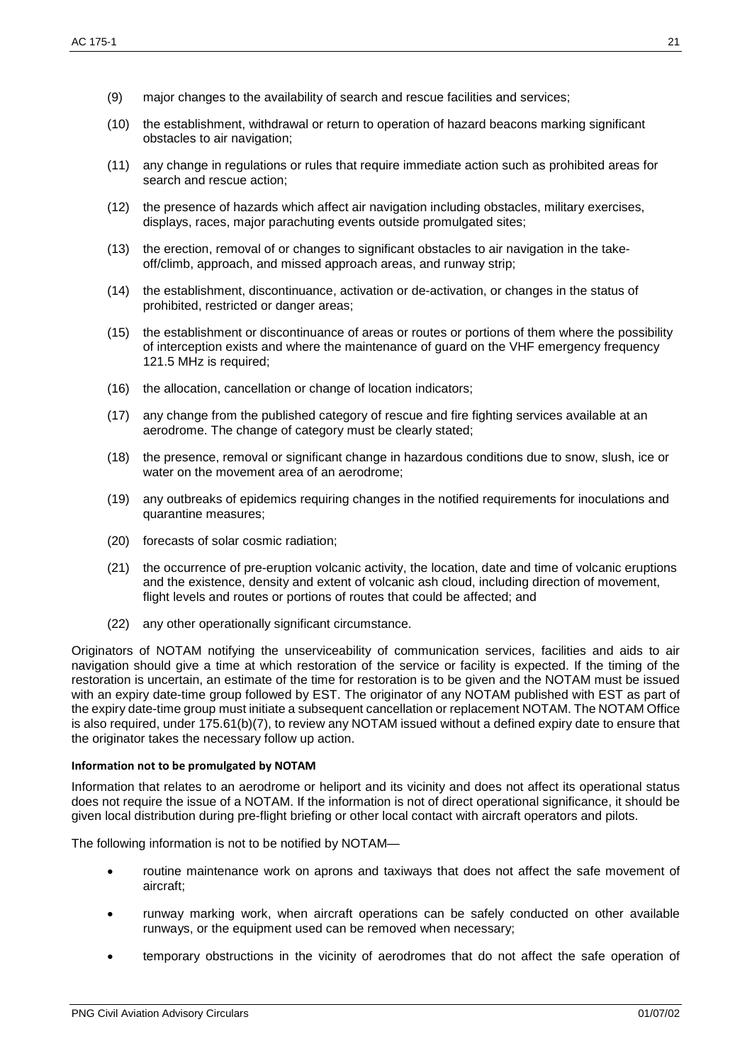(9) major changes to the availability of search and rescue facilities and services;

(10) the establishment, withdrawal or return to operation of hazard beacons marking significant obstacles to air navigation;

(11) any change in regulations or rules that require immediate action such as prohibited areas for search and rescue action;

(12) the presence of hazards which affect air navigation including obstacles, military exercises, displays, races, major parachuting events outside promulgated sites;

(13) the erection, removal of or changes to significant obstacles to air navigation in the take-off/climb, approach, and missed approach areas, and runway strip;

(14) the establishment, discontinuance, activation or de-activation, or changes in the status of prohibited, restricted or danger areas;

(15) the establishment or discontinuance of areas or routes or portions of them where the possibility of interception exists and where the maintenance of guard on the VHF emergency frequency 121.5 MHz is required;

(16) the allocation, cancellation or change of location indicators;

(17) any change from the published category of rescue and fire fighting services available at an aerodrome. The change of category must be clearly stated;

(18) the presence, removal or significant change in hazardous conditions due to snow, slush, ice or water on the movement area of an aerodrome;

(19) any outbreaks of epidemics requiring changes in the notified requirements for inoculations and quarantine measures;

(20) forecasts of solar cosmic radiation;

(21) the occurrence of pre-eruption volcanic activity, the location, date and time of volcanic eruptions and the existence, density and extent of volcanic ash cloud, including direction of movement, flight levels and routes or portions of routes that could be affected; and

(22) any other operationally significant circumstance.

Originators of NOTAM notifying the unserviceability of communication services, facilities and aids to air navigation should give a time at which restoration of the service or facility is expected. If the timing of the restoration is uncertain, an estimate of the time for restoration is to be given and the NOTAM must be issued with an expiry date-time group followed by EST. The originator of any NOTAM published with EST as part of the expiry date-time group must initiate a subsequent cancellation or replacement NOTAM. The NOTAM Office is also required, under 175.61(b)(7), to review any NOTAM issued without a defined expiry date to ensure that the originator takes the necessary follow up action.

**Information not to be promulgated by NOTAM**

Information that relates to an aerodrome or heliport and its vicinity and does not affect its operational status does not require the issue of a NOTAM. If the information is not of direct operational significance, it should be given local distribution during pre-flight briefing or other local contact with aircraft operators and pilots.

The following information is not to be notified by NOTAM—

- routine maintenance work on aprons and taxiways that does not affect the safe movement of aircraft;
- runway marking work, when aircraft operations can be safely conducted on other available runways, or the equipment used can be removed when necessary;
- temporary obstructions in the vicinity of aerodromes that do not affect the safe operation of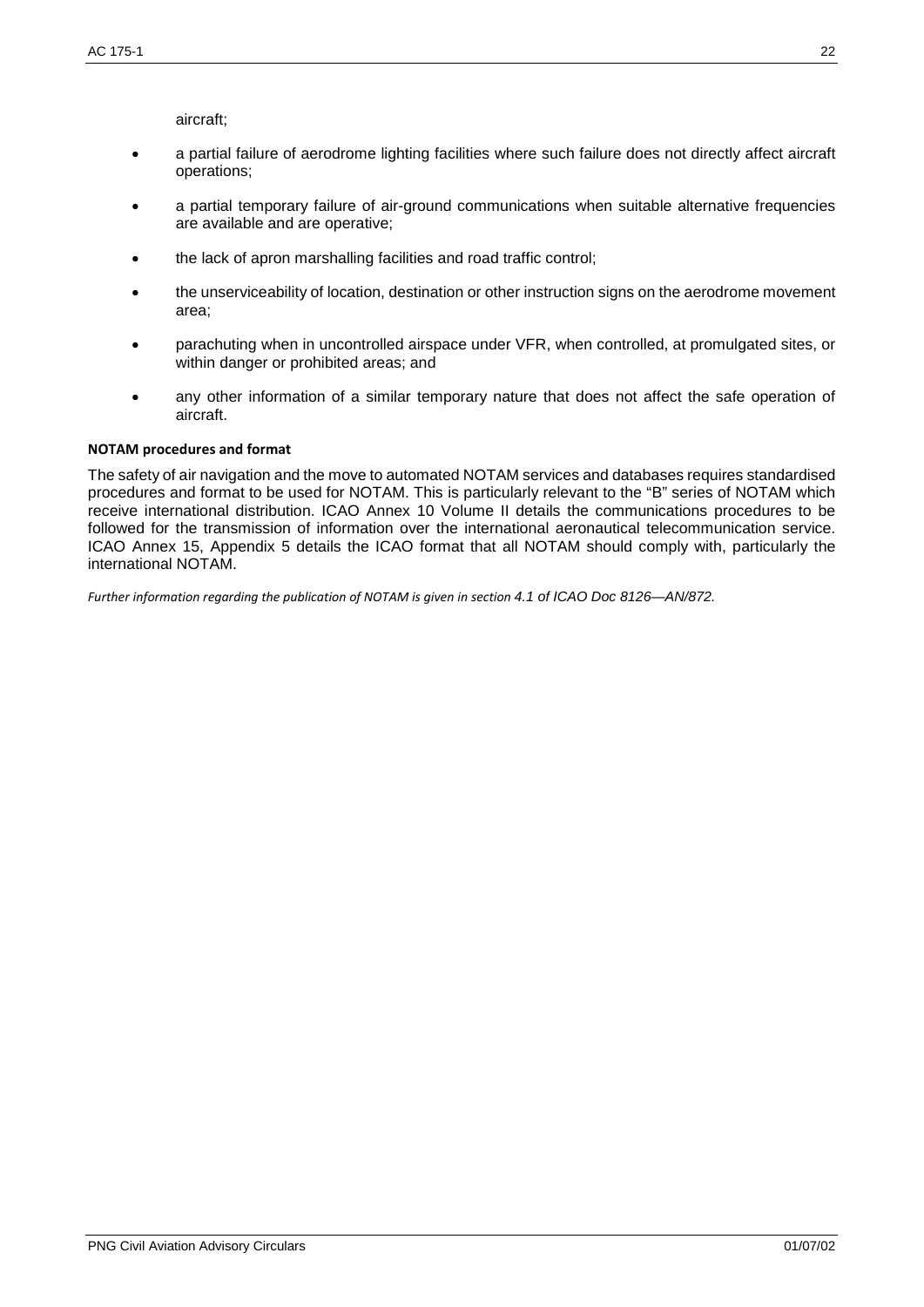aircraft;

- a partial failure of aerodrome lighting facilities where such failure does not directly affect aircraft operations;
- a partial temporary failure of air-ground communications when suitable alternative frequencies are available and are operative;
- the lack of apron marshalling facilities and road traffic control;
- the unserviceability of location, destination or other instruction signs on the aerodrome movement area;
- parachuting when in uncontrolled airspace under VFR, when controlled, at promulgated sites, or within danger or prohibited areas; and
- any other information of a similar temporary nature that does not affect the safe operation of aircraft.

**NOTAM procedures and format**

The safety of air navigation and the move to automated NOTAM services and databases requires standardised procedures and format to be used for NOTAM. This is particularly relevant to the "B" series of NOTAM which receive international distribution. ICAO Annex 10 Volume II details the communications procedures to be followed for the transmission of information over the international aeronautical telecommunication service. ICAO Annex 15, Appendix 5 details the ICAO format that all NOTAM should comply with, particularly the international NOTAM.

*Further information regarding the publication of NOTAM is given in section 4.1 of ICAO Doc 8126—AN/872.*